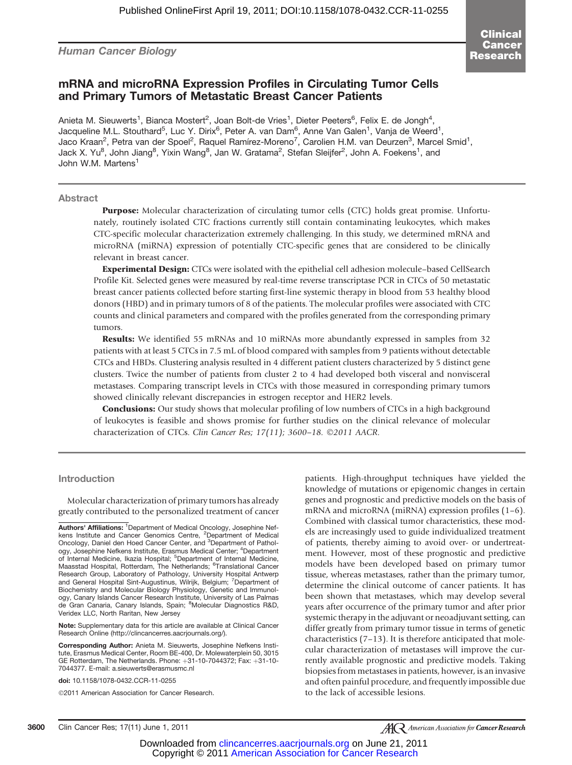Human Cancer Biology

# mRNA and microRNA Expression Profiles in Circulating Tumor Cells and Primary Tumors of Metastatic Breast Cancer Patients

Anieta M. Sieuwerts[1], Bianca Mostert[2], Joan Bolt-de Vries[1], Dieter Peeters[6], Felix E. de Jongh[4], Jacqueline M.L. Stouthard[5], Luc Y. Dirix[6], Peter A. van Dam[6], Anne Van Galen[1], Vanja de Weerd[1], Jaco Kraan[2], Petra van der Spoel[2], Raquel Ramírez-Moreno[7], Carolien H.M. van Deurzen[3], Marcel Smid[1], Jack X. Yu[8], John Jiang[8], Yixin Wang[8], Jan W. Gratama[2], Stefan Sleijfer[2], John A. Foekens[1], and John W.M. Martens[1]

## Abstract

**Purpose:** Molecular characterization of circulating tumor cells (CTC) holds great promise. Unfortunately, routinely isolated CTC fractions currently still contain contaminating leukocytes, which makes CTC-specific molecular characterization extremely challenging. In this study, we determined mRNA and microRNA (miRNA) expression of potentially CTC-specific genes that are considered to be clinically relevant in breast cancer.

**Experimental Design:** CTCs were isolated with the epithelial cell adhesion molecule–based CellSearch Profile Kit. Selected genes were measured by real-time reverse transcriptase PCR in CTCs of 50 metastatic breast cancer patients collected before starting first-line systemic therapy in blood from 53 healthy blood donors (HBD) and in primary tumors of 8 of the patients. The molecular profiles were associated with CTC counts and clinical parameters and compared with the profiles generated from the corresponding primary tumors.

**Results:** We identified 55 mRNAs and 10 miRNAs more abundantly expressed in samples from 32 patients with at least 5 CTCs in 7.5 mL of blood compared with samples from 9 patients without detectable CTCs and HBDs. Clustering analysis resulted in 4 different patient clusters characterized by 5 distinct gene clusters. Twice the number of patients from cluster 2 to 4 had developed both visceral and nonvisceral metastases. Comparing transcript levels in CTCs with those measured in corresponding primary tumors showed clinically relevant discrepancies in estrogen receptor and HER2 levels.

**Conclusions:** Our study shows that molecular profiling of low numbers of CTCs in a high background of leukocytes is feasible and shows promise for further studies on the clinical relevance of molecular characterization of CTCs. *Clin Cancer Res; 17(11); 3600–18. ©2011 AACR.*

## Introduction

Molecular characterization of primary tumors has already greatly contributed to the personalized treatment of cancer patients. High-throughput techniques have yielded the knowledge of mutations or epigenomic changes in certain genes and prognostic and predictive models on the basis of mRNA and microRNA (miRNA) expression profiles (1–6). Combined with classical tumor characteristics, these models are increasingly used to guide individualized treatment of patients, thereby aiming to avoid over- or undertreatment. However, most of these prognostic and predictive models have been developed based on primary tumor tissue, whereas metastases, rather than the primary tumor, determine the clinical outcome of cancer patients. It has been shown that metastases, which may develop several years after occurrence of the primary tumor and after prior systemic therapy in the adjuvant or neoadjuvant setting, can differ greatly from primary tumor tissue in terms of genetic characteristics (7–13). It is therefore anticipated that molecular characterization of metastases will improve the currently available prognostic and predictive models. Taking biopsies from metastases in patients, however, is an invasive and often painful procedure, and frequently impossible due to the lack of accessible lesions.

**Authors' Affiliations:** [1]Department of Medical Oncology, Josephine Nefkens Institute and Cancer Genomics Centre, [2]Department of Medical Oncology, Daniel den Hoed Cancer Center, and [3]Department of Pathology, Josephine Nefkens Institute, Erasmus Medical Center; [4]Department of Internal Medicine, Ikazia Hospital; [5]Department of Internal Medicine, Maasstad Hospital, Rotterdam, The Netherlands; [6]Translational Cancer Research Group, Laboratory of Pathology, University Hospital Antwerp and General Hospital Sint-Augustinus, Wilrijk, Belgium; [7]Department of Biochemistry and Molecular Biology Physiology, Genetic and Immunology, Canary Islands Cancer Research Institute, University of Las Palmas de Gran Canaria, Canary Islands, Spain; [8]Molecular Diagnostics R&D, Veridex LLC, North Raritan, New Jersey

**Note:** Supplementary data for this article are available at Clinical Cancer Research Online (http://clincancerres.aacrjournals.org/).

**Corresponding Author:** Anieta M. Sieuwerts, Josephine Nefkens Institute, Erasmus Medical Center, Room BE-400, Dr. Molewaterplein 50, 3015 GE Rotterdam, The Netherlands. Phone: +31-10-7044372; Fax: +31-10-7044377. E-mail: a.sieuwerts@erasmusmc.nl

**doi:** 10.1158/1078-0432.CCR-11-0255

©2011 American Association for Cancer Research.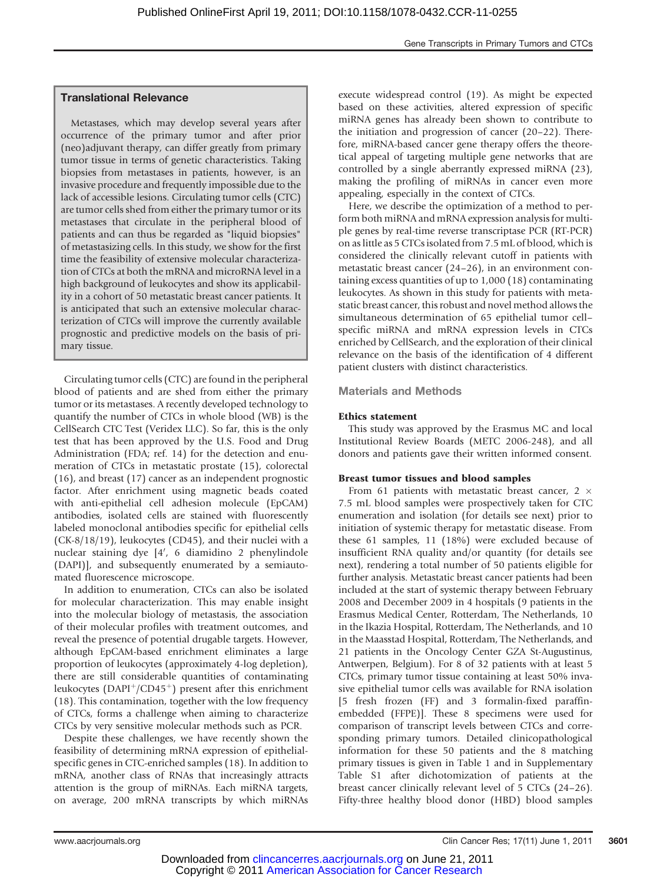### Translational Relevance

Metastases, which may develop several years after occurrence of the primary tumor and after prior (neo)adjuvant therapy, can differ greatly from primary tumor tissue in terms of genetic characteristics. Taking biopsies from metastases in patients, however, is an invasive procedure and frequently impossible due to the lack of accessible lesions. Circulating tumor cells (CTC) are tumor cells shed from either the primary tumor or its metastases that circulate in the peripheral blood of patients and can thus be regarded as "liquid biopsies" of metastasizing cells. In this study, we show for the first time the feasibility of extensive molecular characterization of CTCs at both the mRNA and microRNA level in a high background of leukocytes and show its applicability in a cohort of 50 metastatic breast cancer patients. It is anticipated that such an extensive molecular characterization of CTCs will improve the currently available prognostic and predictive models on the basis of primary tissue.

Circulating tumor cells (CTC) are found in the peripheral blood of patients and are shed from either the primary tumor or its metastases. A recently developed technology to quantify the number of CTCs in whole blood (WB) is the CellSearch CTC Test (Veridex LLC). So far, this is the only test that has been approved by the U.S. Food and Drug Administration (FDA; ref. 14) for the detection and enumeration of CTCs in metastatic prostate (15), colorectal (16), and breast (17) cancer as an independent prognostic factor. After enrichment using magnetic beads coated with anti-epithelial cell adhesion molecule (EpCAM) antibodies, isolated cells are stained with fluorescently labeled monoclonal antibodies specific for epithelial cells (CK-8/18/19), leukocytes (CD45), and their nuclei with a nuclear staining dye [4′, 6 diamidino 2 phenylindole (DAPI)], and subsequently enumerated by a semiautomated fluorescence microscope.

In addition to enumeration, CTCs can also be isolated for molecular characterization. This may enable insight into the molecular biology of metastasis, the association of their molecular profiles with treatment outcomes, and reveal the presence of potential drugable targets. However, although EpCAM-based enrichment eliminates a large proportion of leukocytes (approximately 4-log depletion), there are still considerable quantities of contaminating leukocytes (DAPI$^{+}$/CD45$^{+}$) present after this enrichment (18). This contamination, together with the low frequency of CTCs, forms a challenge when aiming to characterize CTCs by very sensitive molecular methods such as PCR.

Despite these challenges, we have recently shown the feasibility of determining mRNA expression of epithelial-specific genes in CTC-enriched samples (18). In addition to mRNA, another class of RNAs that increasingly attracts attention is the group of miRNAs. Each miRNA targets, on average, 200 mRNA transcripts by which miRNAs execute widespread control (19). As might be expected based on these activities, altered expression of specific miRNA genes has already been shown to contribute to the initiation and progression of cancer (20–22). Therefore, miRNA-based cancer gene therapy offers the theoretical appeal of targeting multiple gene networks that are controlled by a single aberrantly expressed miRNA (23), making the profiling of miRNAs in cancer even more appealing, especially in the context of CTCs.

Here, we describe the optimization of a method to perform both miRNA and mRNA expression analysis for multiple genes by real-time reverse transcriptase PCR (RT-PCR) on as little as 5 CTCs isolated from 7.5 mL of blood, which is considered the clinically relevant cutoff in patients with metastatic breast cancer (24–26), in an environment containing excess quantities of up to 1,000 (18) contaminating leukocytes. As shown in this study for patients with metastatic breast cancer, this robust and novel method allows the simultaneous determination of 65 epithelial tumor cell–specific miRNA and mRNA expression levels in CTCs enriched by CellSearch, and the exploration of their clinical relevance on the basis of the identification of 4 different patient clusters with distinct characteristics.

## Materials and Methods

### Ethics statement

This study was approved by the Erasmus MC and local Institutional Review Boards (METC 2006-248), and all donors and patients gave their written informed consent.

### Breast tumor tissues and blood samples

From 61 patients with metastatic breast cancer, 2 × 7.5 mL blood samples were prospectively taken for CTC enumeration and isolation (for details see next) prior to initiation of systemic therapy for metastatic disease. From these 61 samples, 11 (18%) were excluded because of insufficient RNA quality and/or quantity (for details see next), rendering a total number of 50 patients eligible for further analysis. Metastatic breast cancer patients had been included at the start of systemic therapy between February 2008 and December 2009 in 4 hospitals (9 patients in the Erasmus Medical Center, Rotterdam, The Netherlands, 10 in the Ikazia Hospital, Rotterdam, The Netherlands, and 10 in the Maasstad Hospital, Rotterdam, The Netherlands, and 21 patients in the Oncology Center GZA St-Augustinus, Antwerpen, Belgium). For 8 of 32 patients with at least 5 CTCs, primary tumor tissue containing at least 50% invasive epithelial tumor cells was available for RNA isolation [5 fresh frozen (FF) and 3 formalin-fixed paraffin-embedded (FFPE)]. These 8 specimens were used for comparison of transcript levels between CTCs and corresponding primary tumors. Detailed clinicopathological information for these 50 patients and the 8 matching primary tissues is given in Table 1 and in Supplementary Table S1 after dichotomization of patients at the breast cancer clinically relevant level of 5 CTCs (24–26). Fifty-three healthy blood donor (HBD) blood samples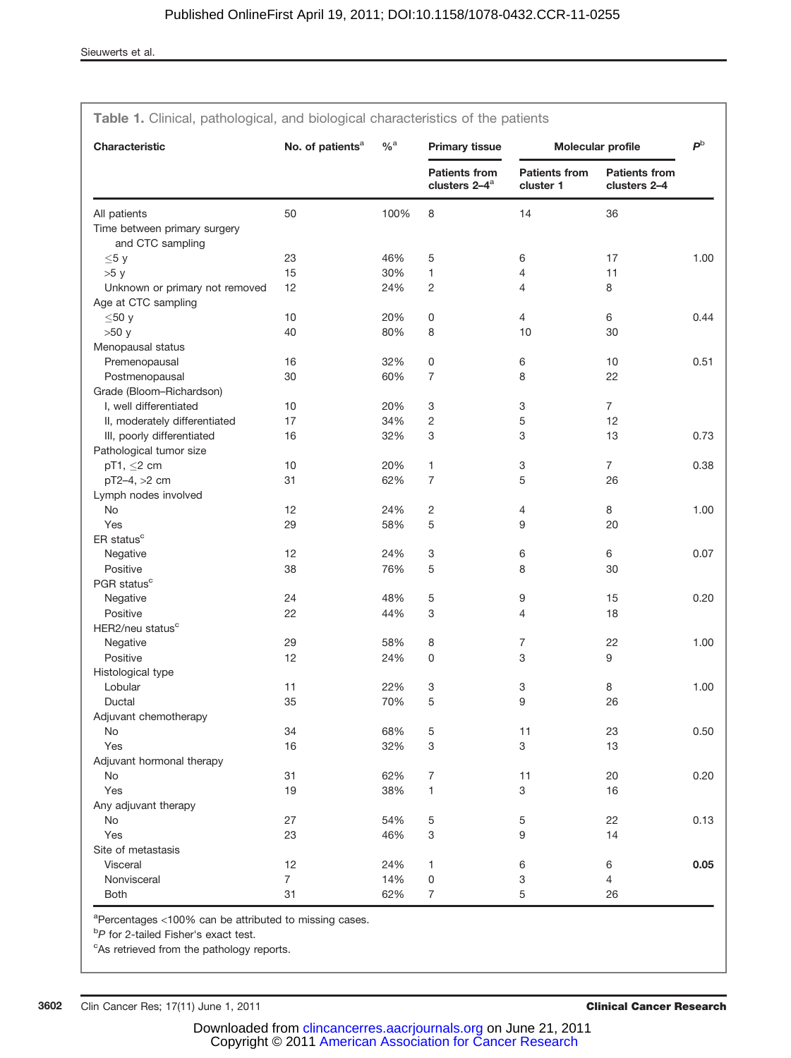**Table 1.** Clinical, pathological, and biological characteristics of the patients

| Characteristic | No. of patients[a] | %[a] | Primary tissue | Molecular profile | | $P$[b] |
|---|---|---|---|---|---|---|
| | | | Patients from clusters 2–4[a] | Patients from cluster 1 | Patients from clusters 2–4 | |
| All patients | 50 | 100% | 8 | 14 | 36 | |
| Time between primary surgery and CTC sampling | | | | | | |
| ≤5 y | 23 | 46% | 5 | 6 | 17 | 1.00 |
| >5 y | 15 | 30% | 1 | 4 | 11 | |
| Unknown or primary not removed | 12 | 24% | 2 | 4 | 8 | |
| Age at CTC sampling | | | | | | |
| ≤50 y | 10 | 20% | 0 | 4 | 6 | 0.44 |
| >50 y | 40 | 80% | 8 | 10 | 30 | |
| Menopausal status | | | | | | |
| Premenopausal | 16 | 32% | 0 | 6 | 10 | 0.51 |
| Postmenopausal | 30 | 60% | 7 | 8 | 22 | |
| Grade (Bloom–Richardson) | | | | | | |
| I, well differentiated | 10 | 20% | 3 | 3 | 7 | |
| II, moderately differentiated | 17 | 34% | 2 | 5 | 12 | |
| III, poorly differentiated | 16 | 32% | 3 | 3 | 13 | 0.73 |
| Pathological tumor size | | | | | | |
| pT1, ≤2 cm | 10 | 20% | 1 | 3 | 7 | 0.38 |
| pT2–4, >2 cm | 31 | 62% | 7 | 5 | 26 | |
| Lymph nodes involved | | | | | | |
| No | 12 | 24% | 2 | 4 | 8 | 1.00 |
| Yes | 29 | 58% | 5 | 9 | 20 | |
| ER status[c] | | | | | | |
| Negative | 12 | 24% | 3 | 6 | 6 | 0.07 |
| Positive | 38 | 76% | 5 | 8 | 30 | |
| PGR status[c] | | | | | | |
| Negative | 24 | 48% | 5 | 9 | 15 | 0.20 |
| Positive | 22 | 44% | 3 | 4 | 18 | |
| HER2/neu status[c] | | | | | | |
| Negative | 29 | 58% | 8 | 7 | 22 | 1.00 |
| Positive | 12 | 24% | 0 | 3 | 9 | |
| Histological type | | | | | | |
| Lobular | 11 | 22% | 3 | 3 | 8 | 1.00 |
| Ductal | 35 | 70% | 5 | 9 | 26 | |
| Adjuvant chemotherapy | | | | | | |
| No | 34 | 68% | 5 | 11 | 23 | 0.50 |
| Yes | 16 | 32% | 3 | 3 | 13 | |
| Adjuvant hormonal therapy | | | | | | |
| No | 31 | 62% | 7 | 11 | 20 | 0.20 |
| Yes | 19 | 38% | 1 | 3 | 16 | |
| Any adjuvant therapy | | | | | | |
| No | 27 | 54% | 5 | 5 | 22 | 0.13 |
| Yes | 23 | 46% | 3 | 9 | 14 | |
| Site of metastasis | | | | | | |
| Visceral | 12 | 24% | 1 | 6 | 6 | **0.05** |
| Nonvisceral | 7 | 14% | 0 | 3 | 4 | |
| Both | 31 | 62% | 7 | 5 | 26 | |

[a]Percentages <100% can be attributed to missing cases.
[b]$P$ for 2-tailed Fisher's exact test.
[c]As retrieved from the pathology reports.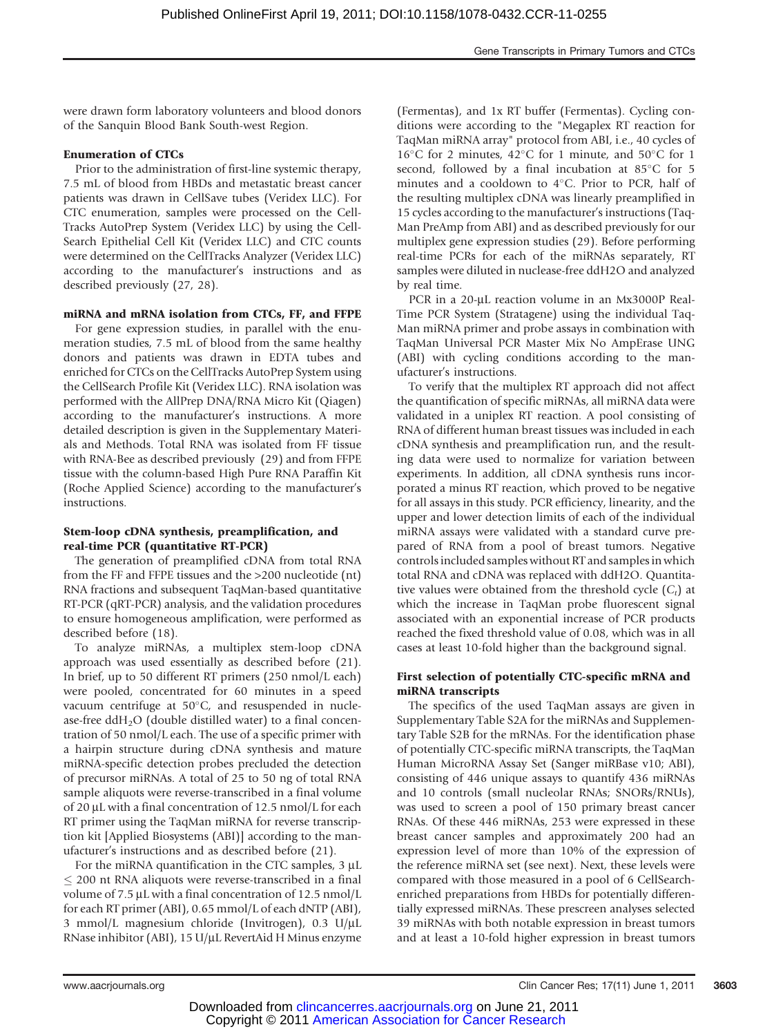were drawn form laboratory volunteers and blood donors of the Sanquin Blood Bank South-west Region.

**Enumeration of CTCs**

Prior to the administration of first-line systemic therapy, 7.5 mL of blood from HBDs and metastatic breast cancer patients was drawn in CellSave tubes (Veridex LLC). For CTC enumeration, samples were processed on the Cell-Tracks AutoPrep System (Veridex LLC) by using the Cell-Search Epithelial Cell Kit (Veridex LLC) and CTC counts were determined on the CellTracks Analyzer (Veridex LLC) according to the manufacturer's instructions and as described previously (27, 28).

**miRNA and mRNA isolation from CTCs, FF, and FFPE**

For gene expression studies, in parallel with the enumeration studies, 7.5 mL of blood from the same healthy donors and patients was drawn in EDTA tubes and enriched for CTCs on the CellTracks AutoPrep System using the CellSearch Profile Kit (Veridex LLC). RNA isolation was performed with the AllPrep DNA/RNA Micro Kit (Qiagen) according to the manufacturer's instructions. A more detailed description is given in the Supplementary Materials and Methods. Total RNA was isolated from FF tissue with RNA-Bee as described previously (29) and from FFPE tissue with the column-based High Pure RNA Paraffin Kit (Roche Applied Science) according to the manufacturer's instructions.

**Stem-loop cDNA synthesis, preamplification, and real-time PCR (quantitative RT-PCR)**

The generation of preamplified cDNA from total RNA from the FF and FFPE tissues and the >200 nucleotide (nt) RNA fractions and subsequent TaqMan-based quantitative RT-PCR (qRT-PCR) analysis, and the validation procedures to ensure homogeneous amplification, were performed as described before (18).

To analyze miRNAs, a multiplex stem-loop cDNA approach was used essentially as described before (21). In brief, up to 50 different RT primers (250 nmol/L each) were pooled, concentrated for 60 minutes in a speed vacuum centrifuge at 50°C, and resuspended in nuclease-free $ddH_2O$ (double distilled water) to a final concentration of 50 nmol/L each. The use of a specific primer with a hairpin structure during cDNA synthesis and mature miRNA-specific detection probes precluded the detection of precursor miRNAs. A total of 25 to 50 ng of total RNA sample aliquots were reverse-transcribed in a final volume of 20 μL with a final concentration of 12.5 nmol/L for each RT primer using the TaqMan miRNA for reverse transcription kit [Applied Biosystems (ABI)] according to the manufacturer's instructions and as described before (21).

For the miRNA quantification in the CTC samples, 3 μL ≤ 200 nt RNA aliquots were reverse-transcribed in a final volume of 7.5 μL with a final concentration of 12.5 nmol/L for each RT primer (ABI), 0.65 mmol/L of each dNTP (ABI), 3 mmol/L magnesium chloride (Invitrogen), 0.3 U/μL RNase inhibitor (ABI), 15 U/μL RevertAid H Minus enzyme (Fermentas), and 1x RT buffer (Fermentas). Cycling conditions were according to the "Megaplex RT reaction for TaqMan miRNA array" protocol from ABI, i.e., 40 cycles of 16°C for 2 minutes, 42°C for 1 minute, and 50°C for 1 second, followed by a final incubation at 85°C for 5 minutes and a cooldown to 4°C. Prior to PCR, half of the resulting multiplex cDNA was linearly preamplified in 15 cycles according to the manufacturer's instructions (TaqMan PreAmp from ABI) and as described previously for our multiplex gene expression studies (29). Before performing real-time PCRs for each of the miRNAs separately, RT samples were diluted in nuclease-free ddH2O and analyzed by real time.

PCR in a 20-μL reaction volume in an Mx3000P Real-Time PCR System (Stratagene) using the individual TaqMan miRNA primer and probe assays in combination with TaqMan Universal PCR Master Mix No AmpErase UNG (ABI) with cycling conditions according to the manufacturer's instructions.

To verify that the multiplex RT approach did not affect the quantification of specific miRNAs, all miRNA data were validated in a uniplex RT reaction. A pool consisting of RNA of different human breast tissues was included in each cDNA synthesis and preamplification run, and the resulting data were used to normalize for variation between experiments. In addition, all cDNA synthesis runs incorporated a minus RT reaction, which proved to be negative for all assays in this study. PCR efficiency, linearity, and the upper and lower detection limits of each of the individual miRNA assays were validated with a standard curve prepared of RNA from a pool of breast tumors. Negative controls included samples without RT and samples in which total RNA and cDNA was replaced with ddH2O. Quantitative values were obtained from the threshold cycle ($C_t$) at which the increase in TaqMan probe fluorescent signal associated with an exponential increase of PCR products reached the fixed threshold value of 0.08, which was in all cases at least 10-fold higher than the background signal.

**First selection of potentially CTC-specific mRNA and miRNA transcripts**

The specifics of the used TaqMan assays are given in Supplementary Table S2A for the miRNAs and Supplementary Table S2B for the mRNAs. For the identification phase of potentially CTC-specific miRNA transcripts, the TaqMan Human MicroRNA Assay Set (Sanger miRBase v10; ABI), consisting of 446 unique assays to quantify 436 miRNAs and 10 controls (small nucleolar RNAs; SNORs/RNUs), was used to screen a pool of 150 primary breast cancer RNAs. Of these 446 miRNAs, 253 were expressed in these breast cancer samples and approximately 200 had an expression level of more than 10% of the expression of the reference miRNA set (see next). Next, these levels were compared with those measured in a pool of 6 CellSearch-enriched preparations from HBDs for potentially differentially expressed miRNAs. These prescreen analyses selected 39 miRNAs with both notable expression in breast tumors and at least a 10-fold higher expression in breast tumors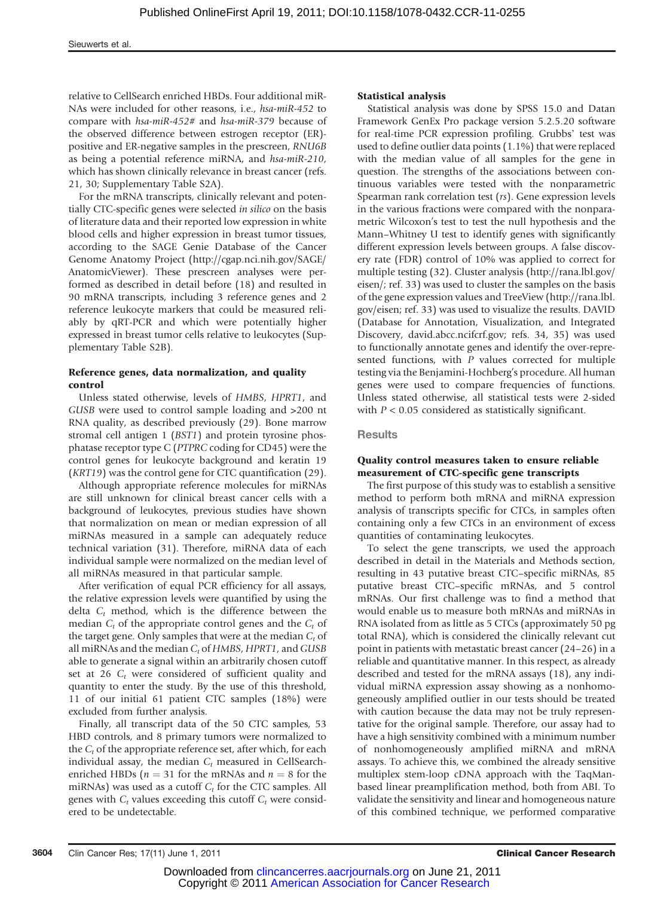relative to CellSearch enriched HBDs. Four additional miRNAs were included for other reasons, i.e., *hsa-miR-452* to compare with *hsa-miR-452#* and *hsa-miR-379* because of the observed difference between estrogen receptor (ER)-positive and ER-negative samples in the prescreen, *RNU6B* as being a potential reference miRNA, and *hsa-miR-210*, which has shown clinically relevance in breast cancer (refs. 21, 30; Supplementary Table S2A).

For the mRNA transcripts, clinically relevant and potentially CTC-specific genes were selected *in silico* on the basis of literature data and their reported low expression in white blood cells and higher expression in breast tumor tissues, according to the SAGE Genie Database of the Cancer Genome Anatomy Project (http://cgap.nci.nih.gov/SAGE/AnatomicViewer). These prescreen analyses were performed as described in detail before (18) and resulted in 90 mRNA transcripts, including 3 reference genes and 2 reference leukocyte markers that could be measured reliably by qRT-PCR and which were potentially higher expressed in breast tumor cells relative to leukocytes (Supplementary Table S2B).

### Reference genes, data normalization, and quality control

Unless stated otherwise, levels of *HMBS*, *HPRT1*, and *GUSB* were used to control sample loading and >200 nt RNA quality, as described previously (29). Bone marrow stromal cell antigen 1 (*BST1*) and protein tyrosine phosphatase receptor type C (*PTPRC* coding for CD45) were the control genes for leukocyte background and keratin 19 (*KRT19*) was the control gene for CTC quantification (29).

Although appropriate reference molecules for miRNAs are still unknown for clinical breast cancer cells with a background of leukocytes, previous studies have shown that normalization on mean or median expression of all miRNAs measured in a sample can adequately reduce technical variation (31). Therefore, miRNA data of each individual sample were normalized on the median level of all miRNAs measured in that particular sample.

After verification of equal PCR efficiency for all assays, the relative expression levels were quantified by using the delta $C_t$ method, which is the difference between the median $C_t$ of the appropriate control genes and the $C_t$ of the target gene. Only samples that were at the median $C_t$ of all miRNAs and the median $C_t$ of *HMBS*, *HPRT1*, and *GUSB* able to generate a signal within an arbitrarily chosen cutoff set at 26 $C_t$ were considered of sufficient quality and quantity to enter the study. By the use of this threshold, 11 of our initial 61 patient CTC samples (18%) were excluded from further analysis.

Finally, all transcript data of the 50 CTC samples, 53 HBD controls, and 8 primary tumors were normalized to the $C_t$ of the appropriate reference set, after which, for each individual assay, the median $C_t$ measured in CellSearch-enriched HBDs ($n = 31$ for the mRNAs and $n = 8$ for the miRNAs) was used as a cutoff $C_t$ for the CTC samples. All genes with $C_t$ values exceeding this cutoff $C_t$ were considered to be undetectable.

### Statistical analysis

Statistical analysis was done by SPSS 15.0 and Datan Framework GenEx Pro package version 5.2.5.20 software for real-time PCR expression profiling. Grubbs' test was used to define outlier data points (1.1%) that were replaced with the median value of all samples for the gene in question. The strengths of the associations between continuous variables were tested with the nonparametric Spearman rank correlation test ($rs$). Gene expression levels in the various fractions were compared with the nonparametric Wilcoxon's test to test the null hypothesis and the Mann–Whitney U test to identify genes with significantly different expression levels between groups. A false discovery rate (FDR) control of 10% was applied to correct for multiple testing (32). Cluster analysis (http://rana.lbl.gov/eisen/; ref. 33) was used to cluster the samples on the basis of the gene expression values and TreeView (http://rana.lbl.gov/eisen; ref. 33) was used to visualize the results. DAVID (Database for Annotation, Visualization, and Integrated Discovery, david.abcc.ncifcrf.gov; refs. 34, 35) was used to functionally annotate genes and identify the over-represented functions, with $P$ values corrected for multiple testing via the Benjamini-Hochberg's procedure. All human genes were used to compare frequencies of functions. Unless stated otherwise, all statistical tests were 2-sided with $P < 0.05$ considered as statistically significant.

## Results

### Quality control measures taken to ensure reliable measurement of CTC-specific gene transcripts

The first purpose of this study was to establish a sensitive method to perform both mRNA and miRNA expression analysis of transcripts specific for CTCs, in samples often containing only a few CTCs in an environment of excess quantities of contaminating leukocytes.

To select the gene transcripts, we used the approach described in detail in the Materials and Methods section, resulting in 43 putative breast CTC–specific miRNAs, 85 putative breast CTC–specific mRNAs, and 5 control mRNAs. Our first challenge was to find a method that would enable us to measure both mRNAs and miRNAs in RNA isolated from as little as 5 CTCs (approximately 50 pg total RNA), which is considered the clinically relevant cut point in patients with metastatic breast cancer (24–26) in a reliable and quantitative manner. In this respect, as already described and tested for the mRNA assays (18), any individual miRNA expression assay showing as a nonhomogeneously amplified outlier in our tests should be treated with caution because the data may not be truly representative for the original sample. Therefore, our assay had to have a high sensitivity combined with a minimum number of nonhomogeneously amplified miRNA and mRNA assays. To achieve this, we combined the already sensitive multiplex stem-loop cDNA approach with the TaqMan-based linear preamplification method, both from ABI. To validate the sensitivity and linear and homogeneous nature of this combined technique, we performed comparative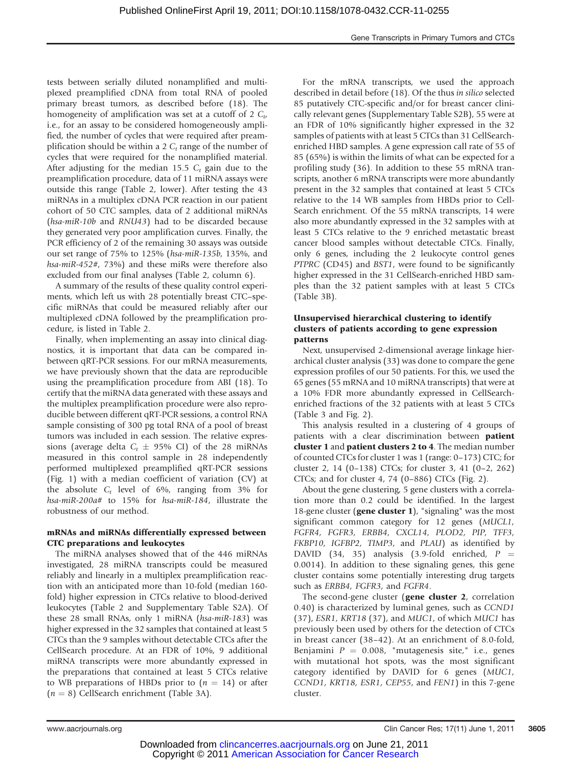tests between serially diluted nonamplified and multiplexed preamplified cDNA from total RNA of pooled primary breast tumors, as described before (18). The homogeneity of amplification was set at a cutoff of 2 $C_t$, i.e., for an assay to be considered homogeneously amplified, the number of cycles that were required after preamplification should be within a 2 $C_t$ range of the number of cycles that were required for the nonamplified material. After adjusting for the median 15.5 $C_t$ gain due to the preamplification procedure, data of 11 miRNA assays were outside this range (Table 2, lower). After testing the 43 miRNAs in a multiplex cDNA PCR reaction in our patient cohort of 50 CTC samples, data of 2 additional miRNAs (*hsa-miR-10b* and *RNU43*) had to be discarded because they generated very poor amplification curves. Finally, the PCR efficiency of 2 of the remaining 30 assays was outside our set range of 75% to 125% (*hsa-miR-135b*, 135%, and *hsa-miR-452#*, 73%) and these miRs were therefore also excluded from our final analyses (Table 2, column 6).

A summary of the results of these quality control experiments, which left us with 28 potentially breast CTC–specific miRNAs that could be measured reliably after our multiplexed cDNA followed by the preamplification procedure, is listed in Table 2.

Finally, when implementing an assay into clinical diagnostics, it is important that data can be compared in-between qRT-PCR sessions. For our mRNA measurements, we have previously shown that the data are reproducible using the preamplification procedure from ABI (18). To certify that the miRNA data generated with these assays and the multiplex preamplification procedure were also reproducible between different qRT-PCR sessions, a control RNA sample consisting of 300 pg total RNA of a pool of breast tumors was included in each session. The relative expressions (average delta $C_t$ ± 95% CI) of the 28 miRNAs measured in this control sample in 28 independently performed multiplexed preamplified qRT-PCR sessions (Fig. 1) with a median coefficient of variation (CV) at the absolute $C_t$ level of 6%, ranging from 3% for *hsa-miR-200a#* to 15% for *hsa-miR-184*, illustrate the robustness of our method.

### mRNAs and miRNAs differentially expressed between CTC preparations and leukocytes

The miRNA analyses showed that of the 446 miRNAs investigated, 28 miRNA transcripts could be measured reliably and linearly in a multiplex preamplification reaction with an anticipated more than 10-fold (median 160-fold) higher expression in CTCs relative to blood-derived leukocytes (Table 2 and Supplementary Table S2A). Of these 28 small RNAs, only 1 miRNA (*hsa-miR-183*) was higher expressed in the 32 samples that contained at least 5 CTCs than the 9 samples without detectable CTCs after the CellSearch procedure. At an FDR of 10%, 9 additional miRNA transcripts were more abundantly expressed in the preparations that contained at least 5 CTCs relative to WB preparations of HBDs prior to ($n$ = 14) or after ($n$ = 8) CellSearch enrichment (Table 3A).

For the mRNA transcripts, we used the approach described in detail before (18). Of the thus *in silico* selected 85 putatively CTC-specific and/or for breast cancer clinically relevant genes (Supplementary Table S2B), 55 were at an FDR of 10% significantly higher expressed in the 32 samples of patients with at least 5 CTCs than 31 CellSearch-enriched HBD samples. A gene expression call rate of 55 of 85 (65%) is within the limits of what can be expected for a profiling study (36). In addition to these 55 mRNA transcripts, another 6 mRNA transcripts were more abundantly present in the 32 samples that contained at least 5 CTCs relative to the 14 WB samples from HBDs prior to CellSearch enrichment. Of the 55 mRNA transcripts, 14 were also more abundantly expressed in the 32 samples with at least 5 CTCs relative to the 9 enriched metastatic breast cancer blood samples without detectable CTCs. Finally, only 6 genes, including the 2 leukocyte control genes *PTPRC* (CD45) and *BST1*, were found to be significantly higher expressed in the 31 CellSearch-enriched HBD samples than the 32 patient samples with at least 5 CTCs (Table 3B).

### Unsupervised hierarchical clustering to identify clusters of patients according to gene expression patterns

Next, unsupervised 2-dimensional average linkage hierarchical cluster analysis (33) was done to compare the gene expression profiles of our 50 patients. For this, we used the 65 genes (55 mRNA and 10 miRNA transcripts) that were at a 10% FDR more abundantly expressed in CellSearch-enriched fractions of the 32 patients with at least 5 CTCs (Table 3 and Fig. 2).

This analysis resulted in a clustering of 4 groups of patients with a clear discrimination between **patient cluster 1** and **patient clusters 2 to 4**. The median number of counted CTCs for cluster 1 was 1 (range: 0–173) CTC; for cluster 2, 14 (0–138) CTCs; for cluster 3, 41 (0–2, 262) CTCs; and for cluster 4, 74 (0–886) CTCs (Fig. 2).

About the gene clustering, 5 gene clusters with a correlation more than 0.2 could be identified. In the largest 18-gene cluster (**gene cluster 1**), "signaling" was the most significant common category for 12 genes (*MUCL1, FGFR4, FGFR3, ERBB4, CXCL14, PLOD2, PIP, TFF3, FKBP10, IGFBP2, TIMP3,* and *PLAU*) as identified by DAVID (34, 35) analysis (3.9-fold enriched, $P$ = 0.0014). In addition to these signaling genes, this gene cluster contains some potentially interesting drug targets such as *ERBB4, FGFR3,* and *FGFR4*.

The second-gene cluster (**gene cluster 2**, correlation 0.40) is characterized by luminal genes, such as *CCND1* (37), *ESR1, KRT18* (37), and *MUC1*, of which *MUC1* has previously been used by others for the detection of CTCs in breast cancer (38–42). At an enrichment of 8.0-fold, Benjamini $P$ = 0.008, "mutagenesis site," i.e., genes with mutational hot spots, was the most significant category identified by DAVID for 6 genes (*MUC1, CCND1, KRT18, ESR1, CEP55,* and *FEN1*) in this 7-gene cluster.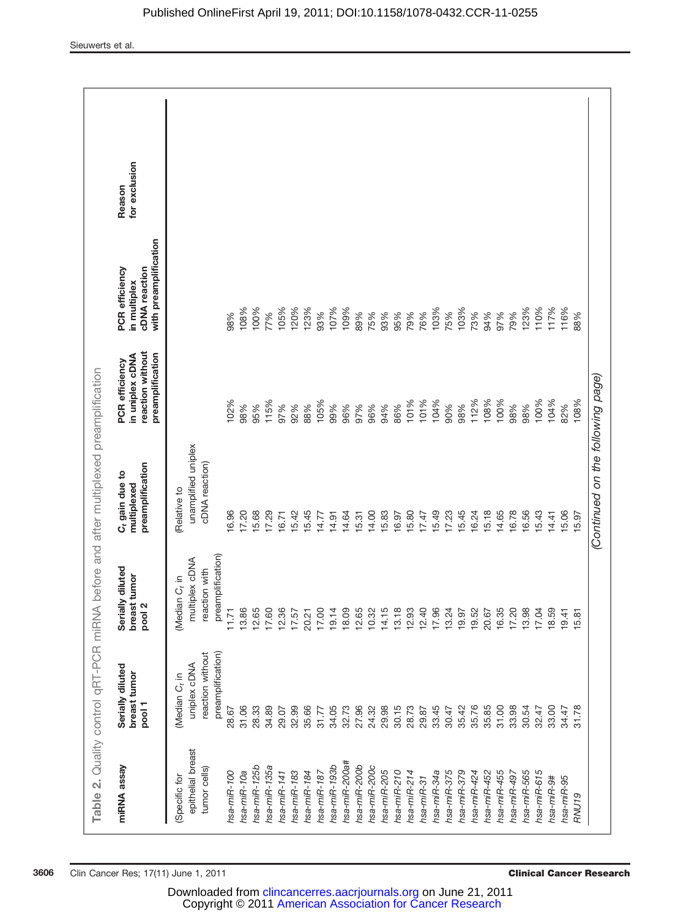**Table 2.** Quality control qRT-PCR miRNA before and after multiplexed preamplification

| miRNA assay | Serially diluted breast tumor pool 1 | Serially diluted breast tumor pool 2 | $C_t$ gain due to multiplexed preamplification | PCR efficiency in uniplex cDNA reaction without preamplification | PCR efficiency in multiplex cDNA reaction with preamplification | Reason for exclusion |
|---|---|---|---|---|---|---|
| (Specific for epithelial breast tumor cells) | (Median $C_t$ in uniplex cDNA reaction without preamplification) | (Median $C_t$ in multiplex cDNA reaction with preamplification) | (Relative to unamplified uniplex cDNA reaction) | | | |
| *hsa-miR-100* | 28.67 | 11.71 | 16.96 | 102% | 98% | |
| *hsa-miR-10a* | 31.06 | 13.86 | 17.20 | 98% | 108% | |
| *hsa-miR-125b* | 28.33 | 12.65 | 15.68 | 95% | 100% | |
| *hsa-miR-135a* | 34.89 | 17.60 | 17.29 | 115% | 77% | |
| *hsa-miR-141* | 29.07 | 12.36 | 16.71 | 97% | 105% | |
| *hsa-miR-183* | 32.99 | 17.57 | 15.42 | 92% | 120% | |
| *hsa-miR-184* | 35.66 | 20.21 | 15.45 | 88% | 123% | |
| *hsa-miR-187* | 31.77 | 17.00 | 14.77 | 105% | 93% | |
| *hsa-miR-193b* | 34.05 | 19.14 | 14.91 | 99% | 107% | |
| *hsa-miR-200a#* | 32.73 | 18.09 | 14.64 | 96% | 109% | |
| *hsa-miR-200b* | 27.96 | 12.65 | 15.31 | 97% | 89% | |
| *hsa-miR-200c* | 24.32 | 10.32 | 14.00 | 96% | 75% | |
| *hsa-miR-205* | 29.98 | 14.15 | 15.83 | 94% | 93% | |
| *hsa-miR-210* | 30.15 | 13.18 | 16.97 | 86% | 95% | |
| *hsa-miR-214* | 28.73 | 12.93 | 15.80 | 101% | 79% | |
| *hsa-miR-31* | 29.87 | 12.40 | 17.47 | 101% | 76% | |
| *hsa-miR-34a* | 33.45 | 17.96 | 15.49 | 104% | 103% | |
| *hsa-miR-375* | 30.47 | 13.24 | 17.23 | 90% | 75% | |
| *hsa-miR-379* | 35.42 | 19.97 | 15.45 | 98% | 103% | |
| *hsa-miR-424* | 35.76 | 19.52 | 16.24 | 112% | 73% | |
| *hsa-miR-452* | 35.85 | 20.67 | 15.18 | 108% | 94% | |
| *hsa-miR-455* | 31.00 | 16.35 | 14.65 | 100% | 97% | |
| *hsa-miR-497* | 33.98 | 17.20 | 16.78 | 98% | 79% | |
| *hsa-miR-565* | 30.54 | 13.98 | 16.56 | 98% | 123% | |
| *hsa-miR-615* | 32.47 | 17.04 | 15.43 | 100% | 110% | |
| *hsa-miR-9#* | 33.00 | 18.59 | 14.41 | 104% | 117% | |
| *hsa-miR-95* | 34.47 | 19.41 | 15.06 | 82% | 116% | |
| *RNU19* | 31.78 | 15.81 | 15.97 | 108% | 88% | |

*(Continued on the following page)*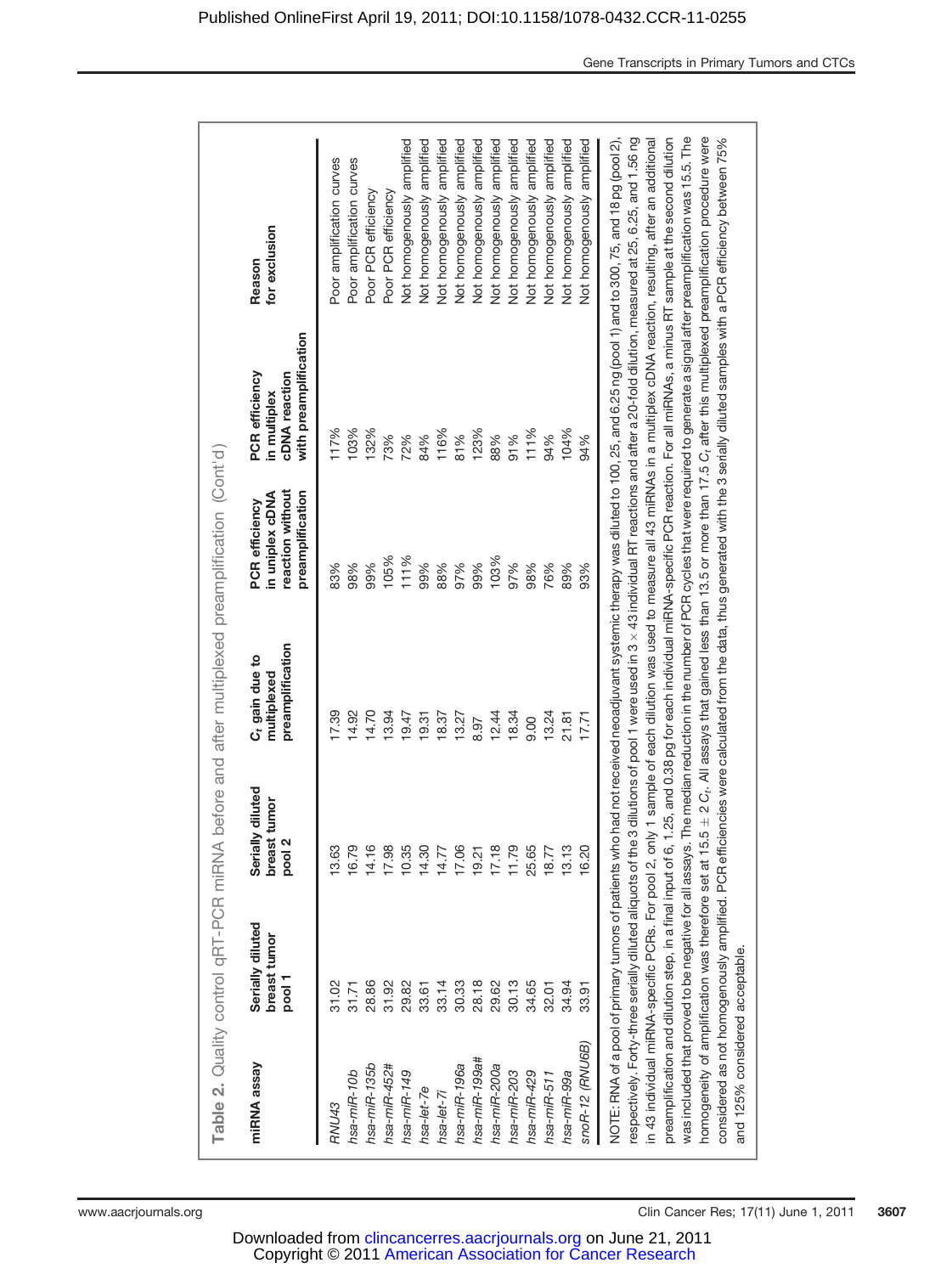**Table 2.** Quality control qRT-PCR miRNA before and after multiplexed preamplification (Cont'd)

| miRNA assay | Serially diluted breast tumor pool 1 | Serially diluted breast tumor pool 2 | $C_t$ gain due to multiplexed preamplification | PCR efficiency in uniplex cDNA reaction without preamplification | PCR efficiency in multiplex cDNA reaction with preamplification | Reason for exclusion |
|---|---|---|---|---|---|---|
| *RNU43* | 31.02 | 13.63 | 17.39 | 83% | 117% | Poor amplification curves |
| *hsa-miR-10b* | 31.71 | 16.79 | 14.92 | 98% | 103% | Poor amplification curves |
| *hsa-miR-135b* | 28.86 | 14.16 | 14.70 | 99% | 132% | Poor PCR efficiency |
| *hsa-miR-452#* | 31.92 | 17.98 | 13.94 | 105% | 73% | Poor PCR efficiency |
| *hsa-miR-149* | 29.82 | 10.35 | 19.47 | 111% | 72% | Not homogenously amplified |
| *hsa-let-7e* | 33.61 | 14.30 | 19.31 | 99% | 84% | Not homogenously amplified |
| *hsa-let-7i* | 33.14 | 14.77 | 18.37 | 88% | 116% | Not homogenously amplified |
| *hsa-miR-196a* | 30.33 | 17.06 | 13.27 | 97% | 81% | Not homogenously amplified |
| *hsa-miR-199a#* | 28.18 | 19.21 | 8.97 | 99% | 123% | Not homogenously amplified |
| *hsa-miR-200a* | 29.62 | 17.18 | 12.44 | 103% | 88% | Not homogenously amplified |
| *hsa-miR-203* | 30.13 | 11.79 | 18.34 | 97% | 91% | Not homogenously amplified |
| *hsa-miR-429* | 34.65 | 25.65 | 9.00 | 98% | 111% | Not homogenously amplified |
| *hsa-miR-511* | 32.01 | 18.77 | 13.24 | 76% | 94% | Not homogenously amplified |
| *hsa-miR-99a* | 34.94 | 13.13 | 21.81 | 89% | 104% | Not homogenously amplified |
| *snoR-12 (RNU6B)* | 33.91 | 16.20 | 17.71 | 93% | 94% | Not homogenously amplified |

NOTE: RNA of a pool of primary tumors of patients who had not received neoadjuvant systemic therapy was diluted to 100, 25, and 6.25 ng (pool 1) and to 300, 75, and 18 pg (pool 2), respectively. Forty-three serially diluted aliquots of the 3 dilutions of pool 1 were used in 3 × 43 individual RT reactions and after a 20-fold dilution, measured at 25, 6.25, and 1.56 ng in 43 individual miRNA-specific PCRs. For pool 2, only 1 sample of each dilution was used to measure all 43 miRNAs in a multiplex cDNA reaction, resulting, after an additional preamplification and dilution step, in a final input of 6, 1.25, and 0.38 pg for each individual miRNA-specific PCR reaction. For all miRNAs, a minus RT sample at the second dilution was included that proved to be negative for all assays. The median reduction in the number of PCR cycles that were required to generate a signal after preamplification was 15.5. The homogeneity of amplification was therefore set at 15.5 ± 2 $C_t$. All assays that gained less than 13.5 or more than 17.5 $C_t$ after this multiplexed preamplification procedure were considered as not homogenously amplified. PCR efficiencies were calculated from the data, thus generated with the 3 serially diluted samples with a PCR efficiency between 75% and 125% considered acceptable.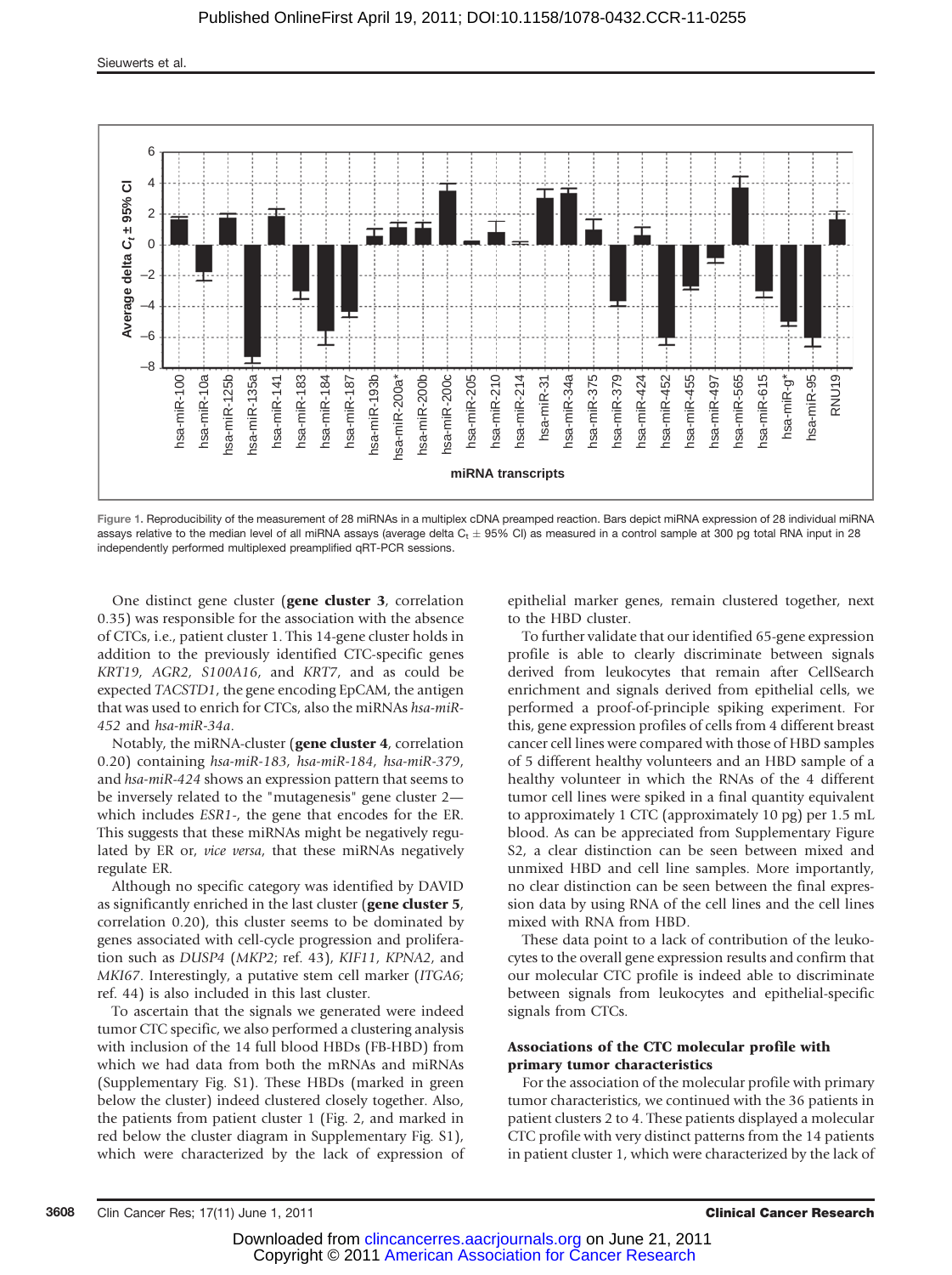Figure 1. Reproducibility of the measurement of 28 miRNAs in a multiplex cDNA preamped reaction. Bars depict miRNA expression of 28 individual miRNA assays relative to the median level of all miRNA assays (average delta $C_t \pm$ 95% CI) as measured in a control sample at 300 pg total RNA input in 28 independently performed multiplexed preamplified qRT-PCR sessions.

One distinct gene cluster (**gene cluster 3**, correlation 0.35) was responsible for the association with the absence of CTCs, i.e., patient cluster 1. This 14-gene cluster holds in addition to the previously identified CTC-specific genes *KRT19*, *AGR2*, *S100A16*, and *KRT7*, and as could be expected *TACSTD1*, the gene encoding EpCAM, the antigen that was used to enrich for CTCs, also the miRNAs *hsa-miR-452* and *hsa-miR-34a*.

Notably, the miRNA-cluster (**gene cluster 4**, correlation 0.20) containing *hsa-miR-183*, *hsa-miR-184*, *hsa-miR-379*, and *hsa-miR-424* shows an expression pattern that seems to be inversely related to the "mutagenesis" gene cluster 2—which includes *ESR1*-, the gene that encodes for the ER. This suggests that these miRNAs might be negatively regulated by ER or, *vice versa*, that these miRNAs negatively regulate ER.

Although no specific category was identified by DAVID as significantly enriched in the last cluster (**gene cluster 5**, correlation 0.20), this cluster seems to be dominated by genes associated with cell-cycle progression and proliferation such as *DUSP4* (*MKP2*; ref. 43), *KIF11*, *KPNA2*, and *MKI67*. Interestingly, a putative stem cell marker (*ITGA6*; ref. 44) is also included in this last cluster.

To ascertain that the signals we generated were indeed tumor CTC specific, we also performed a clustering analysis with inclusion of the 14 full blood HBDs (FB-HBD) from which we had data from both the mRNAs and miRNAs (Supplementary Fig. S1). These HBDs (marked in green below the cluster) indeed clustered closely together. Also, the patients from patient cluster 1 (Fig. 2, and marked in red below the cluster diagram in Supplementary Fig. S1), which were characterized by the lack of expression of epithelial marker genes, remain clustered together, next to the HBD cluster.

To further validate that our identified 65-gene expression profile is able to clearly discriminate between signals derived from leukocytes that remain after CellSearch enrichment and signals derived from epithelial cells, we performed a proof-of-principle spiking experiment. For this, gene expression profiles of cells from 4 different breast cancer cell lines were compared with those of HBD samples of 5 different healthy volunteers and an HBD sample of a healthy volunteer in which the RNAs of the 4 different tumor cell lines were spiked in a final quantity equivalent to approximately 1 CTC (approximately 10 pg) per 1.5 mL blood. As can be appreciated from Supplementary Figure S2, a clear distinction can be seen between mixed and unmixed HBD and cell line samples. More importantly, no clear distinction can be seen between the final expression data by using RNA of the cell lines and the cell lines mixed with RNA from HBD.

These data point to a lack of contribution of the leukocytes to the overall gene expression results and confirm that our molecular CTC profile is indeed able to discriminate between signals from leukocytes and epithelial-specific signals from CTCs.

### Associations of the CTC molecular profile with primary tumor characteristics

For the association of the molecular profile with primary tumor characteristics, we continued with the 36 patients in patient clusters 2 to 4. These patients displayed a molecular CTC profile with very distinct patterns from the 14 patients in patient cluster 1, which were characterized by the lack of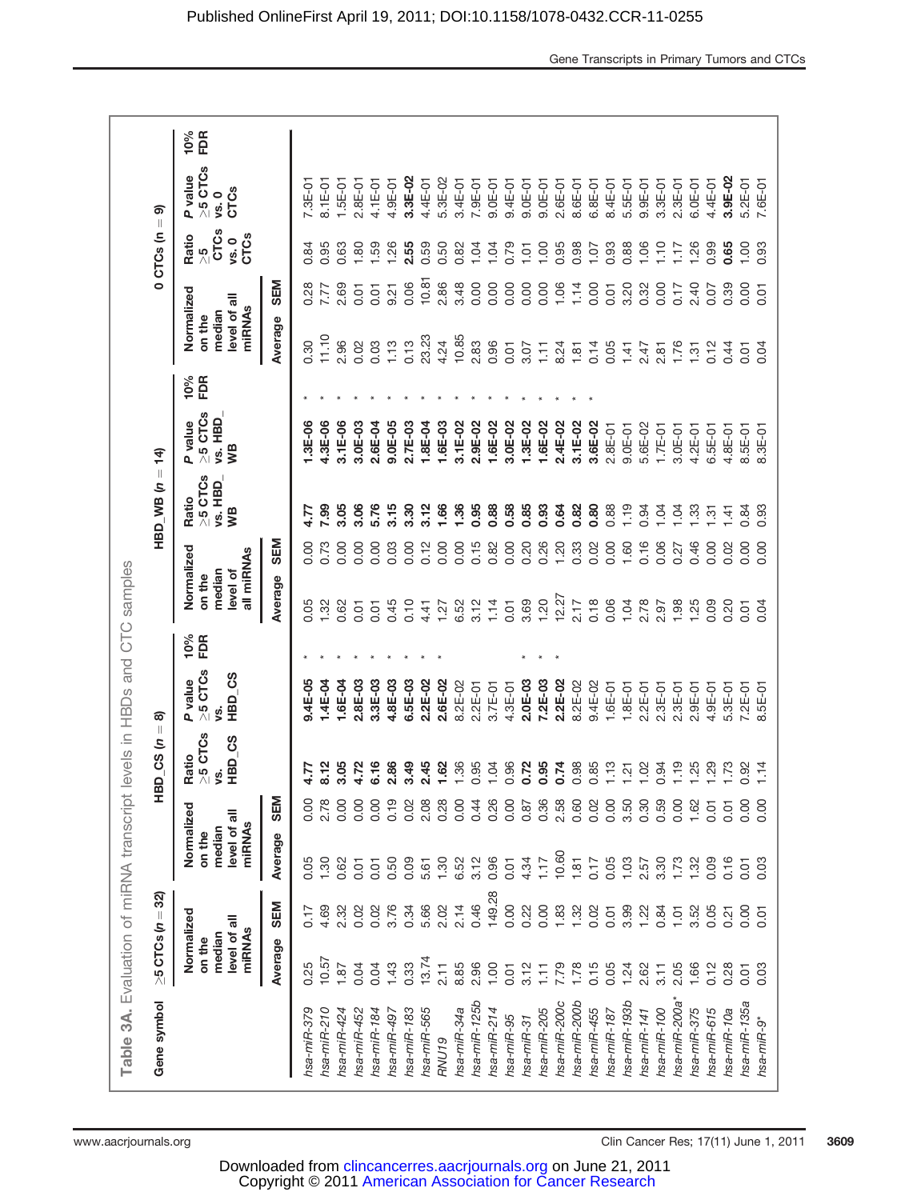**Table 3A.** Evaluation of miRNA transcript levels in HBDs and CTC samples

| Gene symbol | ≥5 CTCs (*n* = 32) | | HBD_CS (*n* = 8) | | | | | HBD_WB (*n* = 14) | | | | | 0 CTCs (*n* = 9) | | | | |
|---|---|---|---|---|---|---|---|---|---|---|---|---|---|---|---|---|---|
| | Normalized on the median level of all miRNAs | | Normalized on the median level of all miRNAs | | Ratio ≥5 CTCs vs. HBD_CS | *P* value ≥5 CTCs vs. HBD_CS | 10% FDR | Normalized on the median level of all miRNAs | | Ratio ≥5 CTCs vs. HBD_WB | *P* value ≥5 CTCs vs. HBD_WB | 10% FDR | Normalized on the median level of all miRNAs | | Ratio ≥5 CTCs vs. 0 CTCs | *P* value ≥5 CTCs vs. 0 CTCs | 10% FDR |
| | Average | SEM | Average | SEM | | | | Average | SEM | | | | Average | SEM | | | |
| *hsa-miR-379* | 0.25 | 0.17 | 0.05 | 0.00 | **4.77** | **9.4E-05** | * | 0.05 | 0.00 | **4.77** | **1.3E-06** | * | 0.30 | 0.28 | 0.84 | 7.3E-01 | |
| *hsa-miR-210* | 10.57 | 4.69 | 1.30 | 2.78 | **8.12** | **1.4E-04** | * | 1.32 | 0.73 | **7.99** | **4.3E-06** | * | 11.10 | 7.77 | 0.95 | 8.1E-01 | |
| *hsa-miR-424* | 1.87 | 2.32 | 0.62 | 0.00 | **3.05** | **1.6E-04** | * | 0.62 | 0.00 | **3.05** | **3.1E-06** | * | 2.96 | 2.69 | 0.63 | 1.5E-01 | |
| *hsa-miR-452* | 0.04 | 0.02 | 0.01 | 0.00 | **4.72** | **2.8E-03** | * | 0.01 | 0.00 | **3.06** | **3.0E-03** | * | 0.02 | 0.01 | 1.80 | 2.8E-01 | |
| *hsa-miR-184* | 0.04 | 0.02 | 0.01 | 0.00 | **6.16** | **3.3E-03** | * | 0.01 | 0.00 | **5.76** | **2.6E-04** | * | 0.03 | 0.01 | 1.59 | 4.1E-01 | |
| *hsa-miR-497* | 1.43 | 3.76 | 0.50 | 0.19 | **2.86** | **4.8E-03** | * | 0.45 | 0.03 | **3.15** | **9.0E-05** | * | 1.13 | 9.21 | 1.26 | 4.9E-01 | |
| *hsa-miR-183* | 0.33 | 0.34 | 0.09 | 0.02 | **3.49** | **6.5E-03** | * | 0.10 | 0.00 | **3.30** | **2.7E-03** | * | 0.13 | 0.06 | **2.55** | **3.3E-02** | |
| *hsa-miR-565* | 13.74 | 5.66 | 5.61 | 2.08 | **2.45** | **2.2E-02** | * | 4.41 | 0.12 | **3.12** | **1.8E-04** | * | 23.23 | 10.81 | 0.59 | 4.4E-01 | |
| *RNU19* | 2.11 | 2.02 | 1.30 | 0.28 | **1.62** | **2.6E-02** | * | 1.27 | 0.00 | **1.66** | **1.6E-03** | * | 4.24 | 2.86 | 0.50 | 5.3E-02 | |
| *hsa-miR-34a* | 8.85 | 2.14 | 6.52 | 0.00 | 1.36 | 8.2E-02 | | 6.52 | 0.00 | **1.36** | **3.1E-02** | * | 10.85 | 3.48 | 0.82 | 3.4E-01 | |
| *hsa-miR-125b* | 2.96 | 0.46 | 3.12 | 0.44 | 0.95 | 2.2E-01 | | 3.12 | 0.15 | **0.95** | **2.9E-02** | * | 2.83 | 0.00 | 1.04 | 7.9E-01 | |
| *hsa-miR-214* | 1.00 | 149.28 | 0.96 | 0.26 | 1.04 | 3.7E-01 | | 1.14 | 0.82 | **0.88** | **1.6E-02** | * | 0.96 | 0.00 | 1.04 | 9.0E-01 | |
| *hsa-miR-95* | 0.01 | 0.00 | 0.01 | 0.00 | 0.96 | 4.3E-01 | | 0.01 | 0.00 | **0.58** | **3.0E-02** | * | 0.01 | 0.00 | 0.79 | 9.4E-01 | |
| *hsa-miR-31* | 3.12 | 0.22 | 4.34 | 0.87 | **0.72** | **2.0E-03** | * | 3.69 | 0.20 | **0.85** | **1.3E-02** | * | 3.07 | 0.00 | 1.01 | 9.0E-01 | |
| *hsa-miR-205* | 1.11 | 0.00 | 1.17 | 0.36 | **0.95** | **7.2E-03** | * | 1.20 | 0.26 | **0.93** | **1.6E-02** | * | 1.11 | 0.00 | 1.00 | 9.0E-01 | |
| *hsa-miR-200c* | 7.79 | 1.83 | 10.60 | 2.58 | **0.74** | **2.2E-02** | * | 12.27 | 1.20 | **0.64** | **2.4E-02** | * | 8.24 | 1.06 | 0.95 | 2.6E-01 | |
| *hsa-miR-200b* | 1.78 | 1.32 | 1.81 | 0.60 | 0.98 | 8.2E-02 | | 2.17 | 0.33 | **0.82** | **3.1E-02** | * | 1.81 | 1.14 | 0.98 | 8.6E-01 | |
| *hsa-miR-455* | 0.15 | 0.02 | 0.17 | 0.02 | 0.85 | 9.4E-02 | | 0.18 | 0.02 | **0.80** | **3.6E-02** | * | 0.14 | 0.00 | 1.07 | 6.8E-01 | |
| *hsa-miR-187* | 0.05 | 0.01 | 0.05 | 0.00 | 1.13 | 1.6E-01 | | 0.06 | 0.00 | 0.88 | 2.8E-01 | | 0.05 | 0.01 | 0.93 | 8.4E-01 | |
| *hsa-miR-193b* | 1.24 | 3.99 | 1.03 | 3.50 | 1.21 | 1.8E-01 | | 1.04 | 1.60 | 1.19 | 9.0E-01 | | 1.41 | 3.20 | 0.88 | 5.5E-01 | |
| *hsa-miR-141* | 2.62 | 1.22 | 2.57 | 0.30 | 1.02 | 2.2E-01 | | 2.78 | 0.16 | 0.94 | 5.6E-02 | | 2.47 | 0.32 | 1.06 | 9.9E-01 | |
| *hsa-miR-100* | 3.11 | 0.84 | 3.30 | 0.59 | 0.94 | 2.3E-01 | | 2.97 | 0.06 | 1.04 | 1.7E-01 | | 2.81 | 0.00 | 1.10 | 3.3E-01 | |
| *hsa-miR-200a** | 2.05 | 1.01 | 1.73 | 0.00 | 1.19 | 2.3E-01 | | 1.98 | 0.27 | 1.04 | 3.0E-01 | | 1.76 | 0.17 | 1.17 | 2.3E-01 | |
| *hsa-miR-375* | 1.66 | 3.52 | 1.32 | 1.62 | 1.25 | 2.9E-01 | | 1.25 | 0.46 | 1.33 | 4.2E-01 | | 1.31 | 2.40 | 1.26 | 6.0E-01 | |
| *hsa-miR-615* | 0.12 | 0.05 | 0.09 | 0.01 | 1.29 | 4.9E-01 | | 0.09 | 0.00 | 1.31 | 6.5E-01 | | 0.12 | 0.07 | 0.99 | 4.4E-01 | |
| *hsa-miR-10a* | 0.28 | 0.21 | 0.16 | 0.01 | 1.73 | 5.3E-01 | | 0.20 | 0.02 | 1.41 | 4.8E-01 | | 0.44 | 0.39 | **0.65** | **3.9E-02** | |
| *hsa-miR-135a* | 0.01 | 0.00 | 0.01 | 0.00 | 0.92 | 7.2E-01 | | 0.01 | 0.00 | 0.84 | 8.5E-01 | | 0.01 | 0.00 | 1.00 | 5.2E-01 | |
| *hsa-miR-9** | 0.03 | 0.01 | 0.03 | 0.00 | 1.14 | 8.5E-01 | | 0.04 | 0.00 | 0.93 | 8.3E-01 | | 0.04 | 0.01 | 0.93 | 7.6E-01 | |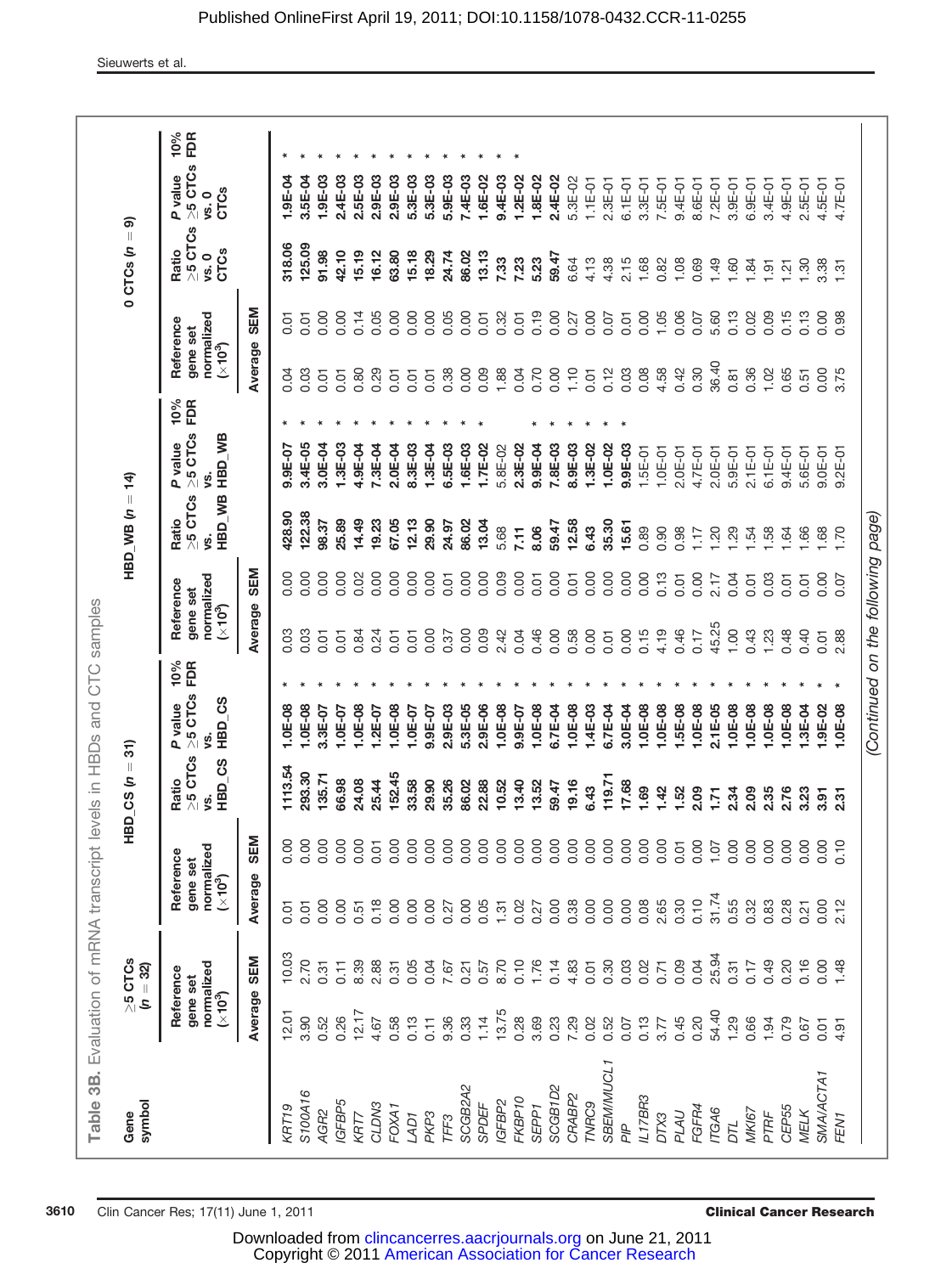Table 3B. Evaluation of mRNA transcript levels in HBDs and CTC samples

| Gene symbol | ≥5 CTCs (n = 32) Reference gene set normalized (×10³) | | HBD_CS (n = 31) Reference gene set normalized (×10³) | | | | | HBD_WB (n = 14) Reference gene set normalized (×10³) | | | | | 0 CTCs (n = 9) Reference gene set normalized (×10³) | | | | |
|---|---|---|---|---|---|---|---|---|---|---|---|---|---|---|---|---|---|
| | Average | SEM | Average | SEM | Ratio ≥5 CTCs vs. HBD_CS | P value ≥5 CTCs vs. HBD_CS | 10% FDR | Average | SEM | Ratio ≥5 CTCs vs. HBD_WB | P value ≥5 CTCs vs. HBD_WB | 10% FDR | Average | SEM | Ratio ≥5 CTCs vs. 0 CTCs | P value ≥5 CTCs vs. 0 CTCs | 10% FDR |
| *KRT19* | 12.01 | 10.03 | 0.01 | 0.00 | **1113.54** | **1.0E-08** | * | 0.03 | 0.00 | **428.90** | **9.9E-07** | * | 0.04 | 0.01 | **318.06** | **1.9E-04** | * |
| *S100A16* | 3.90 | 2.70 | 0.01 | 0.00 | **293.30** | **1.0E-08** | * | 0.03 | 0.00 | **122.38** | **3.4E-05** | * | 0.03 | 0.01 | **125.09** | **3.5E-04** | * |
| *AGR2* | 0.52 | 0.31 | 0.00 | 0.00 | **135.71** | **3.3E-07** | * | 0.01 | 0.00 | **98.37** | **3.0E-04** | * | 0.01 | 0.00 | **91.98** | **1.9E-03** | * |
| *IGFBP5* | 0.26 | 0.11 | 0.00 | 0.00 | **66.98** | **1.0E-07** | * | 0.01 | 0.00 | **25.89** | **1.3E-03** | * | 0.01 | 0.00 | **42.10** | **2.4E-03** | * |
| *KRT7* | 12.17 | 8.39 | 0.51 | 0.00 | **24.08** | **1.0E-08** | * | 0.84 | 0.02 | **14.49** | **4.9E-04** | * | 0.80 | 0.14 | **15.19** | **2.5E-03** | * |
| *CLDN3* | 4.67 | 2.88 | 0.18 | 0.01 | **25.44** | **1.2E-07** | * | 0.24 | 0.00 | **19.23** | **7.3E-04** | * | 0.29 | 0.05 | **16.12** | **2.9E-03** | * |
| *FOXA1* | 0.58 | 0.31 | 0.00 | 0.00 | **152.45** | **1.0E-08** | * | 0.01 | 0.00 | **67.05** | **2.0E-04** | * | 0.01 | 0.00 | **63.80** | **2.9E-03** | * |
| *LAD1* | 0.13 | 0.05 | 0.00 | 0.00 | **33.58** | **1.0E-07** | * | 0.01 | 0.00 | **12.13** | **8.3E-03** | * | 0.01 | 0.00 | **15.18** | **5.3E-03** | * |
| *PKP3* | 0.11 | 0.04 | 0.00 | 0.00 | **29.90** | **9.9E-07** | * | 0.00 | 0.00 | **29.90** | **1.3E-04** | * | 0.01 | 0.00 | **18.29** | **5.3E-03** | * |
| *TFF3* | 9.36 | 7.67 | 0.27 | 0.00 | **35.26** | **2.9E-03** | * | 0.37 | 0.01 | **24.97** | **6.5E-03** | * | 0.38 | 0.05 | **24.74** | **5.9E-03** | * |
| *SCGB2A2* | 0.33 | 0.21 | 0.00 | 0.00 | **86.02** | **5.3E-05** | * | 0.00 | 0.00 | **86.02** | **1.6E-03** | * | 0.00 | 0.00 | **86.02** | **7.4E-03** | * |
| *SPDEF* | 1.14 | 0.57 | 0.05 | 0.00 | **22.88** | **2.9E-06** | * | 0.09 | 0.00 | **13.04** | **1.7E-02** | * | 0.09 | 0.01 | **13.13** | **1.6E-02** | * |
| *IGFBP2* | 13.75 | 8.70 | 1.31 | 0.00 | **10.52** | **1.0E-08** | * | 2.42 | 0.09 | 5.68 | 5.8E-02 | | 1.88 | 0.32 | **7.33** | **9.4E-03** | * |
| *FKBP10* | 0.28 | 0.10 | 0.02 | 0.00 | **13.40** | **9.9E-07** | * | 0.04 | 0.00 | **7.11** | **2.3E-02** | * | 0.04 | 0.01 | **7.23** | **1.2E-02** | * |
| *SEPP1* | 3.69 | 1.76 | 0.27 | 0.00 | **13.52** | **1.0E-08** | * | 0.46 | 0.01 | **8.06** | **9.9E-04** | * | 0.70 | 0.19 | 5.23 | 1.8E-02 | |
| *SCGB1D2* | 0.23 | 0.14 | 0.00 | 0.00 | **59.47** | **6.7E-04** | * | 0.00 | 0.00 | **59.47** | **7.8E-03** | * | 0.00 | 0.00 | 59.47 | 2.4E-02 | |
| *CRABP2* | 7.29 | 4.83 | 0.38 | 0.00 | **19.16** | **1.0E-08** | * | 0.58 | 0.01 | **12.58** | **8.9E-03** | * | 1.10 | 0.27 | 6.64 | 5.3E-02 | |
| *TNRC9* | 0.02 | 0.01 | 0.00 | 0.00 | **6.43** | **1.4E-03** | * | 0.00 | 0.00 | **6.43** | **1.3E-02** | * | 0.01 | 0.00 | 4.13 | 1.1E-01 | |
| *SBEM/MUCL1* | 0.52 | 0.30 | 0.00 | 0.00 | **119.71** | **6.7E-04** | * | 0.01 | 0.00 | **35.30** | **1.0E-02** | * | 0.12 | 0.07 | 4.38 | 2.3E-01 | |
| *PIP* | 0.07 | 0.03 | 0.00 | 0.00 | **17.68** | **3.0E-04** | * | 0.00 | 0.00 | **15.61** | **9.9E-03** | * | 0.03 | 0.01 | 2.15 | 6.1E-01 | |
| *IL17BR3* | 0.13 | 0.02 | 0.08 | 0.00 | **1.69** | **1.0E-08** | * | 0.15 | 0.00 | 0.89 | 1.5E-01 | | 0.08 | 0.00 | 1.68 | 3.3E-01 | |
| *DTX3* | 3.77 | 0.71 | 2.65 | 0.00 | **1.42** | **1.0E-08** | * | 4.19 | 0.13 | 0.90 | 1.0E-01 | | 4.58 | 1.05 | 0.82 | 7.5E-01 | |
| *PLAU* | 0.45 | 0.09 | 0.30 | 0.01 | **1.52** | **1.5E-08** | * | 0.46 | 0.01 | 0.98 | 2.0E-01 | | 0.42 | 0.06 | 1.08 | 9.4E-01 | |
| *FGFR4* | 0.20 | 0.04 | 0.10 | 0.00 | **2.09** | **1.0E-08** | * | 0.17 | 0.00 | 1.17 | 4.7E-01 | | 0.30 | 0.07 | 0.69 | 8.6E-01 | |
| *ITGA6* | 54.40 | 25.94 | 31.74 | 1.07 | **1.71** | **2.1E-05** | * | 45.25 | 2.17 | 1.20 | 2.0E-01 | | 36.40 | 5.60 | 1.49 | 7.2E-01 | |
| *DTL* | 1.29 | 0.31 | 0.55 | 0.00 | **2.34** | **1.0E-08** | * | 1.00 | 0.04 | 1.29 | 5.9E-01 | | 0.81 | 0.13 | 1.60 | 3.9E-01 | |
| *MKI67* | 0.66 | 0.17 | 0.32 | 0.00 | **2.09** | **1.0E-08** | * | 0.43 | 0.01 | 1.54 | 2.1E-01 | | 0.36 | 0.02 | 1.84 | 6.9E-01 | |
| *PTRF* | 1.94 | 0.49 | 0.83 | 0.00 | **2.35** | **1.0E-08** | * | 1.23 | 0.03 | 1.58 | 6.1E-01 | | 1.02 | 0.09 | 1.91 | 3.4E-01 | |
| *CEP55* | 0.79 | 0.20 | 0.28 | 0.00 | **2.76** | **1.0E-08** | * | 0.48 | 0.01 | 1.64 | 9.4E-01 | | 0.65 | 0.15 | 1.21 | 4.9E-01 | |
| *MELK* | 0.67 | 0.16 | 0.21 | 0.00 | **3.23** | **1.3E-04** | * | 0.40 | 0.01 | 1.66 | 5.6E-01 | | 0.51 | 0.13 | 1.30 | 2.5E-01 | |
| *SMA/ACTA1* | 0.01 | 0.00 | 0.00 | 0.00 | **3.91** | **1.9E-02** | * | 0.01 | 0.00 | 1.68 | 9.0E-01 | | 0.00 | 0.00 | 3.38 | 4.5E-01 | |
| *FEN1* | 4.91 | 1.48 | 2.12 | 0.10 | **2.31** | **1.0E-08** | * | 2.88 | 0.07 | 1.70 | 9.2E-01 | | 3.75 | 0.98 | 1.31 | 4.7E-01 | |

*(Continued on the following page)*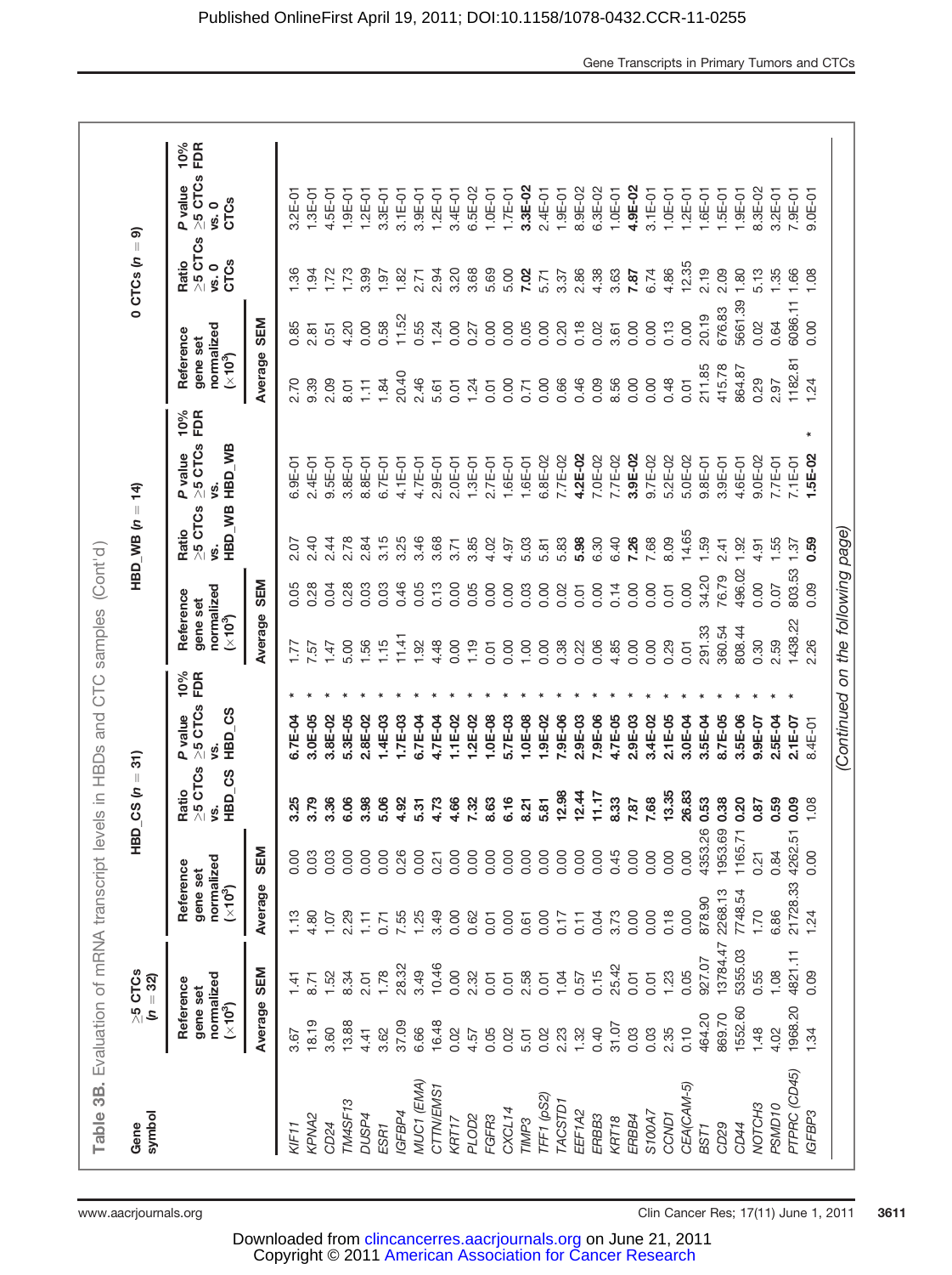**Table 3B.** Evaluation of mRNA transcript levels in HBDs and CTC samples (Cont'd)

| Gene symbol | ≥5 CTCs ($n$ = 32) | | HBD_CS ($n$ = 31) | | | | | HBD_WB ($n$ = 14) | | | | | 0 CTCs ($n$ = 9) | | | | |
|---|---|---|---|---|---|---|---|---|---|---|---|---|---|---|---|---|---|
| | Reference gene set normalized (×10³) | | Reference gene set normalized (×10³) | | Ratio ≥5 CTCs vs. HBD_CS | P value ≥5 CTCs vs. HBD_CS | 10% FDR | Reference gene set normalized (×10³) | | Ratio ≥5 CTCs vs. HBD_WB | P value ≥5 CTCs vs. HBD_WB | 10% FDR | Reference gene set normalized (×10³) | | Ratio ≥5 CTCs vs. 0 CTCs | P value ≥5 CTCs vs. 0 CTCs | 10% FDR |
| | Average | SEM | Average | SEM | | | | Average | SEM | | | | Average | SEM | | | |
| *KIF11* | 3.67 | 1.41 | 1.13 | 0.00 | **3.25** | **6.7E-04** | * | 1.77 | 0.05 | 2.07 | 6.9E-01 | | 2.70 | 0.85 | 1.36 | 3.2E-01 | |
| *KPNA2* | 18.19 | 8.71 | 4.80 | 0.03 | **3.79** | **3.0E-05** | * | 7.57 | 0.28 | 2.40 | 2.4E-01 | | 9.39 | 2.81 | 1.94 | 1.3E-01 | |
| *CD24* | 3.60 | 1.52 | 1.07 | 0.03 | **3.36** | **3.8E-02** | * | 1.47 | 0.04 | 2.44 | 9.5E-01 | | 2.09 | 0.51 | 1.72 | 4.5E-01 | |
| *TM4SF13* | 13.88 | 8.34 | 2.29 | 0.00 | **6.06** | **5.3E-05** | * | 5.00 | 0.28 | 2.78 | 3.8E-01 | | 8.01 | 4.20 | 1.73 | 1.9E-01 | |
| *DUSP4* | 4.41 | 2.01 | 1.11 | 0.00 | **3.98** | **2.8E-02** | * | 1.56 | 0.03 | 2.84 | 8.8E-01 | | 1.11 | 0.00 | 3.99 | 1.2E-01 | |
| *ESR1* | 3.62 | 1.78 | 0.71 | 0.00 | **5.06** | **1.4E-03** | * | 1.15 | 0.03 | 3.15 | 6.7E-01 | | 1.84 | 0.58 | 1.97 | 3.3E-01 | |
| *IGFBP4* | 37.09 | 28.32 | 7.55 | 0.26 | **4.92** | **1.7E-03** | * | 11.41 | 0.46 | 3.25 | 4.1E-01 | | 20.40 | 11.52 | 1.82 | 3.1E-01 | |
| *MUC1 (EMA)* | 6.66 | 3.49 | 1.25 | 0.00 | **5.31** | **6.7E-04** | * | 1.92 | 0.05 | 3.46 | 4.7E-01 | | 2.46 | 0.55 | 2.71 | 3.9E-01 | |
| *CTTN/EMS1* | 16.48 | 10.46 | 3.49 | 0.21 | **4.73** | **4.7E-04** | * | 4.48 | 0.13 | 3.68 | 2.9E-01 | | 5.61 | 1.24 | 2.94 | 1.2E-01 | |
| *KRT17* | 0.02 | 0.00 | 0.00 | 0.00 | **4.66** | **1.1E-02** | * | 0.00 | 0.00 | 3.71 | 2.0E-01 | | 0.01 | 0.00 | 3.20 | 3.4E-01 | |
| *PLOD2* | 4.57 | 2.32 | 0.62 | 0.00 | **7.32** | **1.2E-02** | * | 1.19 | 0.05 | 3.85 | 1.3E-01 | | 1.24 | 0.27 | 3.68 | 6.5E-02 | |
| *FGFR3* | 0.05 | 0.01 | 0.01 | 0.00 | **8.63** | **1.0E-08** | * | 0.01 | 0.00 | 4.02 | 2.7E-01 | | 0.01 | 0.00 | 5.69 | 1.0E-01 | |
| *CXCL14* | 0.02 | 0.01 | 0.00 | 0.00 | **6.16** | **5.7E-03** | * | 0.00 | 0.00 | 4.97 | 1.6E-01 | | 0.00 | 0.00 | 5.00 | 1.7E-01 | |
| *TIMP3* | 5.01 | 2.58 | 0.61 | 0.00 | **8.21** | **1.0E-08** | * | 1.00 | 0.03 | 5.03 | 1.6E-01 | | 0.71 | 0.05 | **7.02** | **3.3E-02** | |
| *TFF1 (pS2)* | 0.02 | 0.01 | 0.00 | 0.00 | **5.81** | **1.9E-02** | * | 0.00 | 0.00 | 5.81 | 6.8E-02 | | 0.00 | 0.00 | 5.71 | 2.4E-01 | |
| *TACSTD1* | 2.23 | 1.04 | 0.17 | 0.00 | **12.98** | **7.9E-06** | * | 0.38 | 0.02 | 5.83 | 7.7E-02 | | 0.66 | 0.20 | 3.37 | 1.9E-01 | |
| *EEF1A2* | 1.32 | 0.57 | 0.11 | 0.00 | **12.44** | **2.9E-03** | * | 0.22 | 0.01 | **5.98** | **4.2E-02** | | 0.46 | 0.18 | 2.86 | 8.9E-02 | |
| *ERBB3* | 0.40 | 0.15 | 0.04 | 0.00 | **11.17** | **7.9E-06** | * | 0.06 | 0.00 | 6.30 | 7.0E-02 | | 0.09 | 0.02 | 4.38 | 6.3E-02 | |
| *KRT18* | 31.07 | 25.42 | 3.73 | 0.45 | **8.33** | **4.7E-05** | * | 4.85 | 0.14 | 6.40 | 7.7E-02 | | 8.56 | 3.61 | 3.63 | 1.0E-01 | |
| *ERBB4* | 0.03 | 0.01 | 0.00 | 0.00 | **7.87** | **2.9E-03** | * | 0.00 | 0.00 | **7.26** | **3.9E-02** | | 0.00 | 0.00 | **7.87** | **4.9E-02** | |
| *S100A7* | 0.03 | 0.01 | 0.00 | 0.00 | **7.68** | **3.4E-02** | * | 0.00 | 0.00 | 7.68 | 9.7E-02 | | 0.00 | 0.00 | 6.74 | 3.1E-01 | |
| *CCND1* | 2.35 | 1.23 | 0.18 | 0.00 | **13.35** | **2.1E-05** | * | 0.29 | 0.01 | 8.09 | 5.2E-02 | | 0.48 | 0.13 | 4.86 | 1.0E-01 | |
| *CEA(CAM-5)* | 0.10 | 0.05 | 0.00 | 0.00 | **26.83** | **3.0E-04** | * | 0.01 | 0.00 | 14.65 | 5.0E-02 | | 0.01 | 0.00 | 12.35 | 1.2E-01 | |
| *BST1* | 464.20 | 927.07 | 878.90 | 4353.26 | **0.53** | **3.5E-04** | * | 291.33 | 34.20 | 1.59 | 9.8E-01 | | 211.85 | 20.19 | 2.19 | 1.6E-01 | |
| *CD29* | 869.70 | 13784.47 | 2268.13 | 1953.69 | **0.38** | **8.7E-05** | * | 360.54 | 76.79 | 2.41 | 3.9E-01 | | 415.78 | 676.83 | 2.09 | 1.5E-01 | |
| *CD44* | 1552.60 | 5355.03 | 7748.54 | 1165.71 | **0.20** | **3.5E-06** | * | 808.44 | 496.02 | 1.92 | 4.6E-01 | | 864.87 | 5661.39 | 1.80 | 1.9E-01 | |
| *NOTCH3* | 1.48 | 0.55 | 1.70 | 0.21 | **0.87** | **9.9E-07** | * | 0.30 | 0.00 | 4.91 | 9.0E-02 | | 0.29 | 0.02 | 5.13 | 8.3E-02 | |
| *PSMD10* | 4.02 | 1.08 | 6.86 | 0.84 | **0.59** | **2.5E-04** | * | 2.59 | 0.07 | 1.55 | 7.7E-01 | | 2.97 | 0.64 | 1.35 | 3.2E-01 | |
| *PTPRC (CD45)* | 1968.20 | 4821.11 | 21728.33 | 4262.51 | **0.09** | **2.1E-07** | * | 1438.22 | 803.53 | 1.37 | 7.1E-01 | | 1182.81 | 6086.11 | 1.66 | 7.9E-01 | |
| *IGFBP3* | 1.34 | 0.09 | 1.24 | 0.00 | 1.08 | 8.4E-01 | | 2.26 | 0.09 | **0.59** | **1.5E-02** | * | 1.24 | 0.00 | 1.08 | 9.0E-01 | |

*(Continued on the following page)*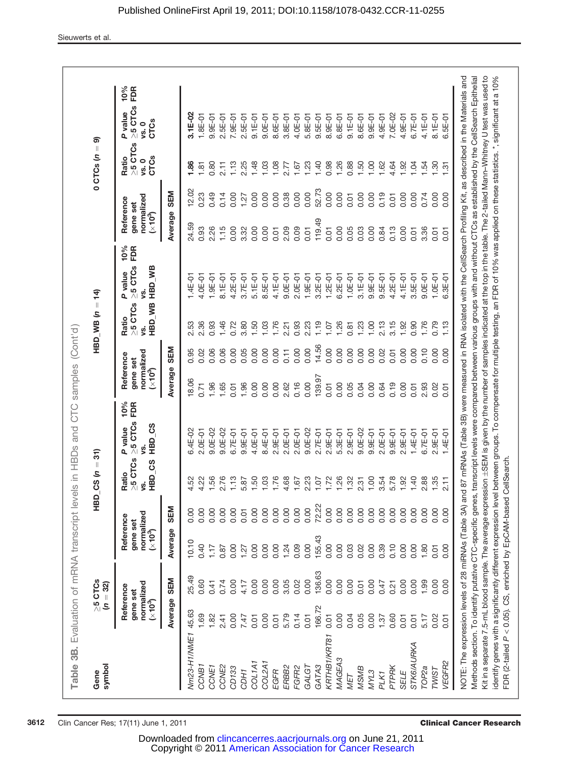**Table 3B.** Evaluation of mRNA transcript levels in HBDs and CTC samples (Cont'd)

| Gene symbol | ≥5 CTCs (n = 32) Reference gene set normalized ($\times 10^3$) | | HBD_CS (n = 31) Reference gene set normalized ($\times 10^3$) | | Ratio ≥5 CTCs vs. HBD_CS | P value ≥5 CTCs vs. HBD_CS | 10% FDR | HBD_WB (n = 14) Reference gene set normalized ($\times 10^3$) | | Ratio ≥5 CTCs vs. HBD_WB | P value ≥5 CTCs vs. HBD_WB | 10% FDR | 0 CTCs (n = 9) Reference gene set normalized ($\times 10^3$) | | Ratio ≥5 CTCs vs. 0 CTCs | P value ≥5 CTCs vs. 0 CTCs | 10% FDR |
|---|---|---|---|---|---|---|---|---|---|---|---|---|---|---|---|---|---|
| | Average | SEM | Average | SEM | | | | Average | SEM | | | | Average | SEM | | | |
| *Nm23-H1/NME1* | 45.63 | 25.49 | 10.10 | 0.00 | 4.52 | 6.4E-02 | | 18.06 | 0.95 | 2.53 | 1.4E-01 | | 24.59 | 12.02 | **1.86** | **3.1E-02** | |
| *CCNB1* | 1.69 | 0.60 | 0.40 | 0.00 | 4.22 | 2.0E-01 | | 0.71 | 0.02 | 2.36 | 4.0E-01 | | 0.93 | 0.23 | 1.81 | 1.8E-01 | |
| *CCNE1* | 1.82 | 0.41 | 1.17 | 0.00 | 1.56 | 9.0E-02 | | 1.96 | 0.06 | 0.93 | 1.9E-01 | | 2.26 | 0.49 | 0.80 | 9.9E-01 | |
| *CCNE2* | 2.41 | 0.74 | 0.87 | 0.00 | 2.76 | 9.0E-02 | | 1.65 | 0.06 | 1.46 | 8.1E-01 | | 1.15 | 0.14 | 2.11 | 2.5E-01 | |
| *CD133* | 0.00 | 0.00 | 0.00 | 0.00 | 1.13 | 6.7E-01 | | 0.01 | 0.00 | 0.72 | 4.2E-01 | | 0.00 | 0.00 | 1.13 | 7.9E-01 | |
| *CDH1* | 7.47 | 4.17 | 1.27 | 0.01 | 5.87 | 9.9E-01 | | 1.96 | 0.05 | 3.80 | 3.7E-01 | | 3.32 | 1.27 | 2.25 | 2.5E-01 | |
| *COL1A1* | 0.01 | 0.00 | 0.00 | 0.00 | 1.50 | 4.0E-01 | | 0.00 | 0.00 | 1.50 | 5.1E-01 | | 0.00 | 0.00 | 1.48 | 9.1E-01 | |
| *COL2A1* | 0.00 | 0.00 | 0.00 | 0.00 | 1.03 | 8.4E-01 | | 0.00 | 0.00 | 1.03 | 8.5E-01 | | 0.00 | 0.00 | 1.03 | 9.0E-01 | |
| *EGFR* | 0.01 | 0.00 | 0.00 | 0.00 | 1.76 | 2.9E-01 | | 0.00 | 0.00 | 1.76 | 4.1E-01 | | 0.01 | 0.00 | 1.08 | 8.6E-01 | |
| *ERBB2* | 5.79 | 3.05 | 1.24 | 0.00 | 4.68 | 2.0E-01 | | 2.62 | 0.11 | 2.21 | 9.0E-01 | | 2.09 | 0.38 | 2.77 | 3.8E-01 | |
| *FGFR2* | 0.14 | 0.02 | 0.09 | 0.00 | 1.67 | 2.0E-01 | | 0.16 | 0.00 | 0.93 | 2.0E-01 | | 0.09 | 0.00 | 1.67 | 4.0E-01 | |
| *GALGT* | 0.01 | 0.00 | 0.00 | 0.00 | 2.23 | 9.0E-02 | | 0.00 | 0.00 | 2.23 | 1.9E-01 | | 0.01 | 0.00 | 1.23 | 5.8E-01 | |
| *GATA3* | 166.72 | 136.63 | 155.43 | 72.22 | 1.07 | 2.7E-01 | | 139.97 | 14.56 | 1.19 | 3.2E-01 | | 119.49 | 52.73 | 1.40 | 9.5E-01 | |
| *KRTHB1/KRT81* | 0.01 | 0.00 | 0.00 | 0.00 | 1.72 | 2.9E-01 | | 0.01 | 0.00 | 1.07 | 1.2E-01 | | 0.01 | 0.00 | 0.98 | 8.9E-01 | |
| *MAGEA3* | 0.00 | 0.00 | 0.00 | 0.00 | 1.26 | 5.3E-01 | | 0.00 | 0.00 | 1.26 | 6.2E-01 | | 0.00 | 0.00 | 1.26 | 6.8E-01 | |
| *MET* | 0.04 | 0.00 | 0.03 | 0.00 | 1.32 | 2.9E-01 | | 0.05 | 0.00 | 0.81 | 1.0E-01 | | 0.05 | 0.01 | 0.88 | 9.1E-01 | |
| *MSMB* | 0.05 | 0.01 | 0.02 | 0.00 | 2.31 | 9.0E-02 | | 0.04 | 0.00 | 1.23 | 3.1E-01 | | 0.03 | 0.00 | 1.50 | 8.6E-01 | |
| *MYL3* | 0.00 | 0.00 | 0.00 | 0.00 | 1.00 | 9.9E-01 | | 0.00 | 0.00 | 1.00 | 9.9E-01 | | 0.00 | 0.00 | 1.00 | 9.9E-01 | |
| *PLK1* | 1.37 | 0.47 | 0.39 | 0.00 | 3.54 | 2.0E-01 | | 0.64 | 0.02 | 2.13 | 9.5E-01 | | 0.84 | 0.19 | 1.62 | 4.9E-01 | |
| *PTPRK* | 0.60 | 0.21 | 0.10 | 0.00 | 5.78 | 9.9E-01 | | 0.19 | 0.01 | 3.15 | 4.2E-01 | | 0.13 | 0.01 | 4.64 | 7.0E-02 | |
| *SELE* | 0.01 | 0.00 | 0.00 | 0.00 | 1.92 | 2.9E-01 | | 0.00 | 0.00 | 1.92 | 4.1E-01 | | 0.00 | 0.00 | 1.92 | 4.9E-01 | |
| *STK6/AURKA* | 0.01 | 0.00 | 0.00 | 0.00 | 1.40 | 1.4E-01 | | 0.01 | 0.00 | 0.90 | 3.5E-01 | | 0.01 | 0.00 | 1.04 | 6.7E-01 | |
| *TOP2a* | 5.17 | 1.99 | 1.80 | 0.00 | 2.88 | 6.7E-01 | | 2.93 | 0.10 | 1.76 | 9.0E-01 | | 3.36 | 0.74 | 1.54 | 4.1E-01 | |
| *TWIST* | 0.02 | 0.00 | 0.01 | 0.00 | 1.35 | 2.9E-01 | | 0.02 | 0.00 | 0.79 | 1.0E-01 | | 0.01 | 0.00 | 1.30 | 8.1E-01 | |
| *VEGFR2* | 0.01 | 0.00 | 0.00 | 0.00 | 2.11 | 1.4E-01 | | 0.01 | 0.00 | 1.13 | 6.3E-01 | | 0.01 | 0.00 | 1.31 | 6.5E-01 | |

NOTE: The expression levels of 28 miRNAs (Table 3A) and 87 mRNAs (Table 3B) were measured in RNA isolated with the CellSearch Profiling Kit, as described in the Materials and Methods section. To identify putative CTC-specific genes, transcript levels were compared between various groups with and without CTCs as established by the CellSearch Epithelial Kit in a separate 7.5-mL blood sample. The average expression ±SEM is given by the number of samples indicated at the top in the table. The 2-tailed Mann–Whitney U test was used to identify genes with a significantly different expression level between groups. To compensate for multiple testing, an FDR of 10% was applied on these statistics. *, significant at a 10% FDR (2-tailed $P < 0.05$). CS, enriched by EpCAM-based CellSearch.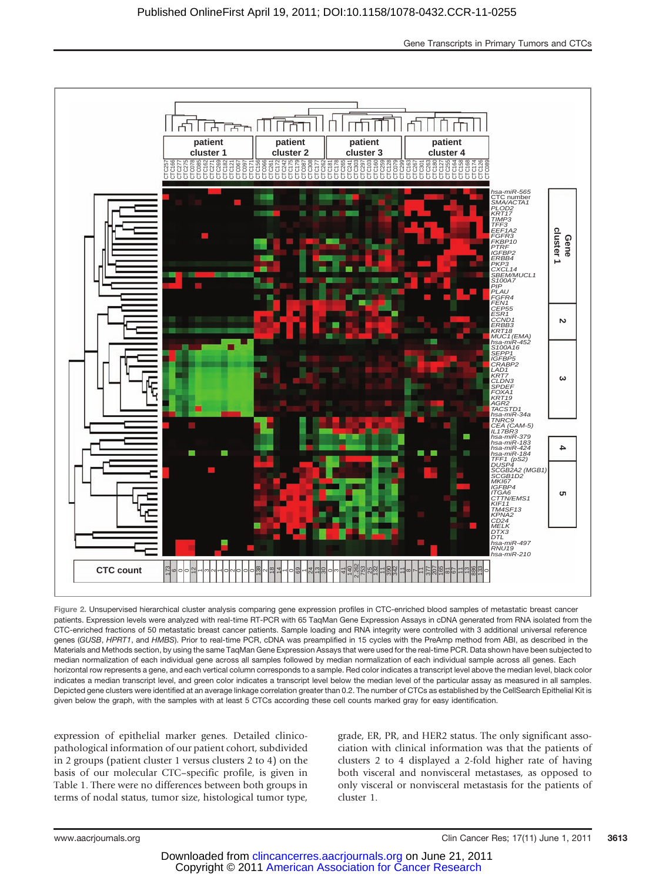Figure 2. Unsupervised hierarchical cluster analysis comparing gene expression profiles in CTC-enriched blood samples of metastatic breast cancer patients. Expression levels were analyzed with real-time RT-PCR with 65 TaqMan Gene Expression Assays in cDNA generated from RNA isolated from the CTC-enriched fractions of 50 metastatic breast cancer patients. Sample loading and RNA integrity were controlled with 3 additional universal reference genes (*GUSB*, *HPRT1*, and *HMBS*). Prior to real-time PCR, cDNA was preamplified in 15 cycles with the PreAmp method from ABI, as described in the Materials and Methods section, by using the same TaqMan Gene Expression Assays that were used for the real-time PCR. Data shown have been subjected to median normalization of each individual gene across all samples followed by median normalization of each individual sample across all genes. Each horizontal row represents a gene, and each vertical column corresponds to a sample. Red color indicates a transcript level above the median level, black color indicates a median transcript level, and green color indicates a transcript level below the median level of the particular assay as measured in all samples. Depicted gene clusters were identified at an average linkage correlation greater than 0.2. The number of CTCs as established by the CellSearch Epithelial Kit is given below the graph, with the samples with at least 5 CTCs according these cell counts marked gray for easy identification.

expression of epithelial marker genes. Detailed clinicopathological information of our patient cohort, subdivided in 2 groups (patient cluster 1 versus clusters 2 to 4) on the basis of our molecular CTC–specific profile, is given in Table 1. There were no differences between both groups in terms of nodal status, tumor size, histological tumor type, grade, ER, PR, and HER2 status. The only significant association with clinical information was that the patients of clusters 2 to 4 displayed a 2-fold higher rate of having both visceral and nonvisceral metastases, as opposed to only visceral or nonvisceral metastasis for the patients of cluster 1.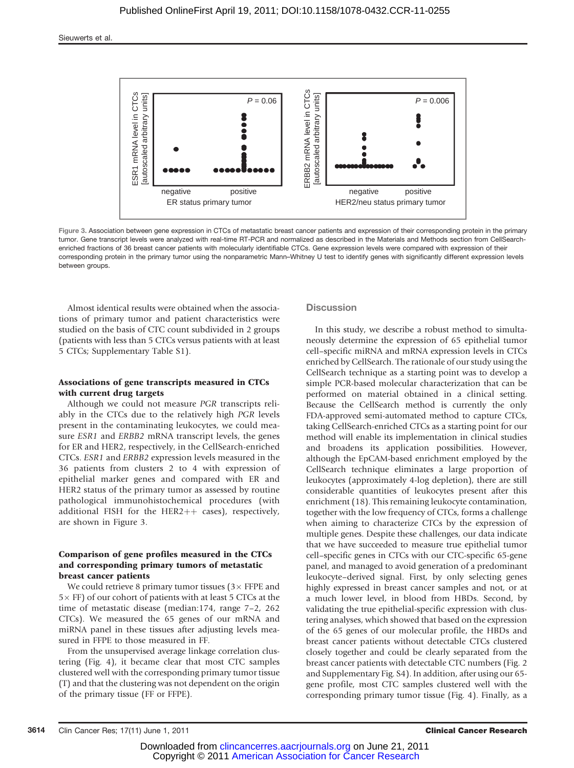Figure 3. Association between gene expression in CTCs of metastatic breast cancer patients and expression of their corresponding protein in the primary tumor. Gene transcript levels were analyzed with real-time RT-PCR and normalized as described in the Materials and Methods section from CellSearch-enriched fractions of 36 breast cancer patients with molecularly identifiable CTCs. Gene expression levels were compared with expression of their corresponding protein in the primary tumor using the nonparametric Mann–Whitney U test to identify genes with significantly different expression levels between groups.

Almost identical results were obtained when the associations of primary tumor and patient characteristics were studied on the basis of CTC count subdivided in 2 groups (patients with less than 5 CTCs versus patients with at least 5 CTCs; Supplementary Table S1).

### Associations of gene transcripts measured in CTCs with current drug targets

Although we could not measure *PGR* transcripts reliably in the CTCs due to the relatively high *PGR* levels present in the contaminating leukocytes, we could measure *ESR1* and *ERBB2* mRNA transcript levels, the genes for ER and HER2, respectively, in the CellSearch-enriched CTCs. *ESR1* and *ERBB2* expression levels measured in the 36 patients from clusters 2 to 4 with expression of epithelial marker genes and compared with ER and HER2 status of the primary tumor as assessed by routine pathological immunohistochemical procedures (with additional FISH for the HER2++ cases), respectively, are shown in Figure 3.

### Comparison of gene profiles measured in the CTCs and corresponding primary tumors of metastatic breast cancer patients

We could retrieve 8 primary tumor tissues (3× FFPE and 5× FF) of our cohort of patients with at least 5 CTCs at the time of metastatic disease (median:174, range 7–2, 262 CTCs). We measured the 65 genes of our mRNA and miRNA panel in these tissues after adjusting levels measured in FFPE to those measured in FF.

From the unsupervised average linkage correlation clustering (Fig. 4), it became clear that most CTC samples clustered well with the corresponding primary tumor tissue (T) and that the clustering was not dependent on the origin of the primary tissue (FF or FFPE).

## Discussion

In this study, we describe a robust method to simultaneously determine the expression of 65 epithelial tumor cell–specific miRNA and mRNA expression levels in CTCs enriched by CellSearch. The rationale of our study using the CellSearch technique as a starting point was to develop a simple PCR-based molecular characterization that can be performed on material obtained in a clinical setting. Because the CellSearch method is currently the only FDA-approved semi-automated method to capture CTCs, taking CellSearch-enriched CTCs as a starting point for our method will enable its implementation in clinical studies and broadens its application possibilities. However, although the EpCAM-based enrichment employed by the CellSearch technique eliminates a large proportion of leukocytes (approximately 4-log depletion), there are still considerable quantities of leukocytes present after this enrichment (18). This remaining leukocyte contamination, together with the low frequency of CTCs, forms a challenge when aiming to characterize CTCs by the expression of multiple genes. Despite these challenges, our data indicate that we have succeeded to measure true epithelial tumor cell–specific genes in CTCs with our CTC-specific 65-gene panel, and managed to avoid generation of a predominant leukocyte–derived signal. First, by only selecting genes highly expressed in breast cancer samples and not, or at a much lower level, in blood from HBDs. Second, by validating the true epithelial-specific expression with clustering analyses, which showed that based on the expression of the 65 genes of our molecular profile, the HBDs and breast cancer patients without detectable CTCs clustered closely together and could be clearly separated from the breast cancer patients with detectable CTC numbers (Fig. 2 and Supplementary Fig. S4). In addition, after using our 65-gene profile, most CTC samples clustered well with the corresponding primary tumor tissue (Fig. 4). Finally, as a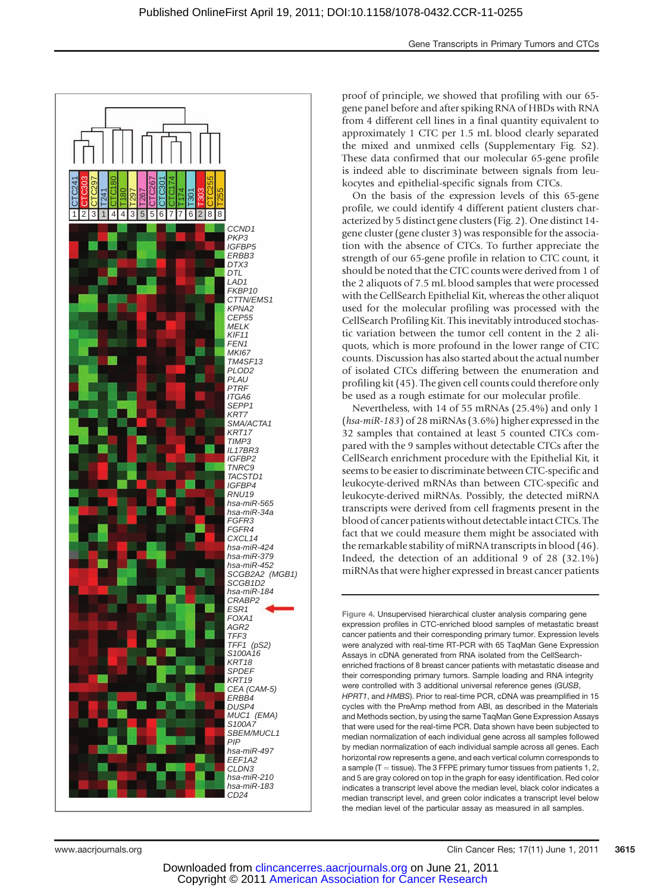proof of principle, we showed that profiling with our 65-gene panel before and after spiking RNA of HBDs with RNA from 4 different cell lines in a final quantity equivalent to approximately 1 CTC per 1.5 mL blood clearly separated the mixed and unmixed cells (Supplementary Fig. S2). These data confirmed that our molecular 65-gene profile is indeed able to discriminate between signals from leukocytes and epithelial-specific signals from CTCs.

On the basis of the expression levels of this 65-gene profile, we could identify 4 different patient clusters characterized by 5 distinct gene clusters (Fig. 2). One distinct 14-gene cluster (gene cluster 3) was responsible for the association with the absence of CTCs. To further appreciate the strength of our 65-gene profile in relation to CTC count, it should be noted that the CTC counts were derived from 1 of the 2 aliquots of 7.5 mL blood samples that were processed with the CellSearch Epithelial Kit, whereas the other aliquot used for the molecular profiling was processed with the CellSearch Profiling Kit. This inevitably introduced stochastic variation between the tumor cell content in the 2 aliquots, which is more profound in the lower range of CTC counts. Discussion has also started about the actual number of isolated CTCs differing between the enumeration and profiling kit (45). The given cell counts could therefore only be used as a rough estimate for our molecular profile.

Nevertheless, with 14 of 55 mRNAs (25.4%) and only 1 (*hsa-miR-183*) of 28 miRNAs (3.6%) higher expressed in the 32 samples that contained at least 5 counted CTCs compared with the 9 samples without detectable CTCs after the CellSearch enrichment procedure with the Epithelial Kit, it seems to be easier to discriminate between CTC-specific and leukocyte-derived mRNAs than between CTC-specific and leukocyte-derived miRNAs. Possibly, the detected miRNA transcripts were derived from cell fragments present in the blood of cancer patients without detectable intact CTCs. The fact that we could measure them might be associated with the remarkable stability of miRNA transcripts in blood (46). Indeed, the detection of an additional 9 of 28 (32.1%) miRNAs that were higher expressed in breast cancer patients

Figure 4. Unsupervised hierarchical cluster analysis comparing gene expression profiles in CTC-enriched blood samples of metastatic breast cancer patients and their corresponding primary tumor. Expression levels were analyzed with real-time RT-PCR with 65 TaqMan Gene Expression Assays in cDNA generated from RNA isolated from the CellSearch-enriched fractions of 8 breast cancer patients with metastatic disease and their corresponding primary tumors. Sample loading and RNA integrity were controlled with 3 additional universal reference genes (*GUSB*, *HPRT1*, and *HMBS*). Prior to real-time PCR, cDNA was preamplified in 15 cycles with the PreAmp method from ABI, as described in the Materials and Methods section, by using the same TaqMan Gene Expression Assays that were used for the real-time PCR. Data shown have been subjected to median normalization of each individual gene across all samples followed by median normalization of each individual sample across all genes. Each horizontal row represents a gene, and each vertical column corresponds to a sample (T = tissue). The 3 FFPE primary tumor tissues from patients 1, 2, and 5 are gray colored on top in the graph for easy identification. Red color indicates a transcript level above the median level, black color indicates a median transcript level, and green color indicates a transcript level below the median level of the particular assay as measured in all samples.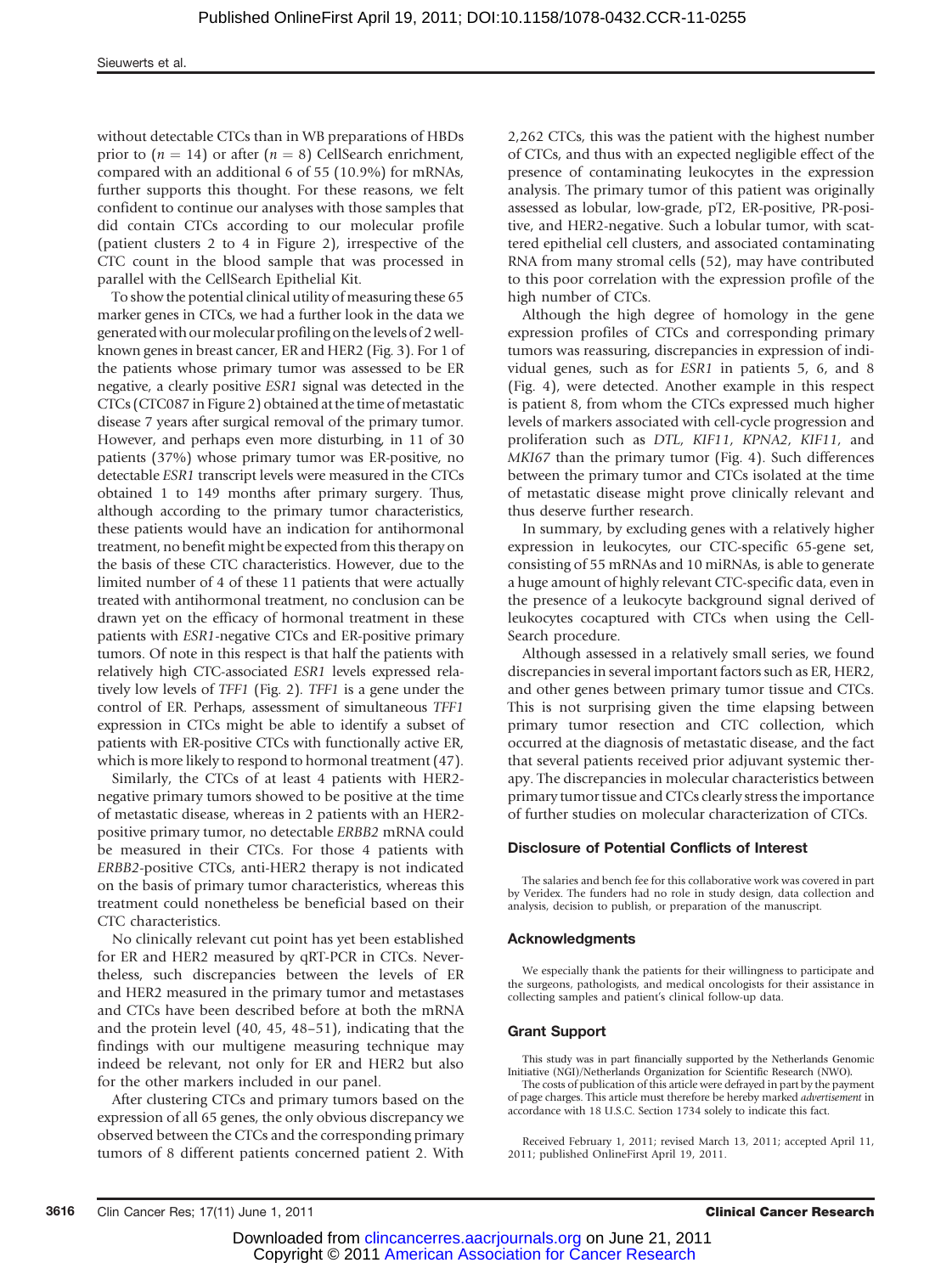without detectable CTCs than in WB preparations of HBDs prior to ($n = 14$) or after ($n = 8$) CellSearch enrichment, compared with an additional 6 of 55 (10.9%) for mRNAs, further supports this thought. For these reasons, we felt confident to continue our analyses with those samples that did contain CTCs according to our molecular profile (patient clusters 2 to 4 in Figure 2), irrespective of the CTC count in the blood sample that was processed in parallel with the CellSearch Epithelial Kit.

To show the potential clinical utility of measuring these 65 marker genes in CTCs, we had a further look in the data we generated with our molecular profiling on the levels of 2 well-known genes in breast cancer, ER and HER2 (Fig. 3). For 1 of the patients whose primary tumor was assessed to be ER negative, a clearly positive *ESR1* signal was detected in the CTCs (CTC087 in Figure 2) obtained at the time of metastatic disease 7 years after surgical removal of the primary tumor. However, and perhaps even more disturbing, in 11 of 30 patients (37%) whose primary tumor was ER-positive, no detectable *ESR1* transcript levels were measured in the CTCs obtained 1 to 149 months after primary surgery. Thus, although according to the primary tumor characteristics, these patients would have an indication for antihormonal treatment, no benefit might be expected from this therapy on the basis of these CTC characteristics. However, due to the limited number of 4 of these 11 patients that were actually treated with antihormonal treatment, no conclusion can be drawn yet on the efficacy of hormonal treatment in these patients with *ESR1*-negative CTCs and ER-positive primary tumors. Of note in this respect is that half the patients with relatively high CTC-associated *ESR1* levels expressed relatively low levels of *TFF1* (Fig. 2). *TFF1* is a gene under the control of ER. Perhaps, assessment of simultaneous *TFF1* expression in CTCs might be able to identify a subset of patients with ER-positive CTCs with functionally active ER, which is more likely to respond to hormonal treatment (47).

Similarly, the CTCs of at least 4 patients with HER2-negative primary tumors showed to be positive at the time of metastatic disease, whereas in 2 patients with an HER2-positive primary tumor, no detectable *ERBB2* mRNA could be measured in their CTCs. For those 4 patients with *ERBB2*-positive CTCs, anti-HER2 therapy is not indicated on the basis of primary tumor characteristics, whereas this treatment could nonetheless be beneficial based on their CTC characteristics.

No clinically relevant cut point has yet been established for ER and HER2 measured by qRT-PCR in CTCs. Nevertheless, such discrepancies between the levels of ER and HER2 measured in the primary tumor and metastases and CTCs have been described before at both the mRNA and the protein level (40, 45, 48–51), indicating that the findings with our multigene measuring technique may indeed be relevant, not only for ER and HER2 but also for the other markers included in our panel.

After clustering CTCs and primary tumors based on the expression of all 65 genes, the only obvious discrepancy we observed between the CTCs and the corresponding primary tumors of 8 different patients concerned patient 2. With 2,262 CTCs, this was the patient with the highest number of CTCs, and thus with an expected negligible effect of the presence of contaminating leukocytes in the expression analysis. The primary tumor of this patient was originally assessed as lobular, low-grade, pT2, ER-positive, PR-positive, and HER2-negative. Such a lobular tumor, with scattered epithelial cell clusters, and associated contaminating RNA from many stromal cells (52), may have contributed to this poor correlation with the expression profile of the high number of CTCs.

Although the high degree of homology in the gene expression profiles of CTCs and corresponding primary tumors was reassuring, discrepancies in expression of individual genes, such as for *ESR1* in patients 5, 6, and 8 (Fig. 4), were detected. Another example in this respect is patient 8, from whom the CTCs expressed much higher levels of markers associated with cell-cycle progression and proliferation such as *DTL*, *KIF11*, *KPNA2*, *KIF11*, and *MKI67* than the primary tumor (Fig. 4). Such differences between the primary tumor and CTCs isolated at the time of metastatic disease might prove clinically relevant and thus deserve further research.

In summary, by excluding genes with a relatively higher expression in leukocytes, our CTC-specific 65-gene set, consisting of 55 mRNAs and 10 miRNAs, is able to generate a huge amount of highly relevant CTC-specific data, even in the presence of a leukocyte background signal derived of leukocytes cocaptured with CTCs when using the CellSearch procedure.

Although assessed in a relatively small series, we found discrepancies in several important factors such as ER, HER2, and other genes between primary tumor tissue and CTCs. This is not surprising given the time elapsing between primary tumor resection and CTC collection, which occurred at the diagnosis of metastatic disease, and the fact that several patients received prior adjuvant systemic therapy. The discrepancies in molecular characteristics between primary tumor tissue and CTCs clearly stress the importance of further studies on molecular characterization of CTCs.

### Disclosure of Potential Conflicts of Interest

The salaries and bench fee for this collaborative work was covered in part by Veridex. The funders had no role in study design, data collection and analysis, decision to publish, or preparation of the manuscript.

### Acknowledgments

We especially thank the patients for their willingness to participate and the surgeons, pathologists, and medical oncologists for their assistance in collecting samples and patient's clinical follow-up data.

### Grant Support

This study was in part financially supported by the Netherlands Genomic Initiative (NGI)/Netherlands Organization for Scientific Research (NWO).

The costs of publication of this article were defrayed in part by the payment of page charges. This article must therefore be hereby marked *advertisement* in accordance with 18 U.S.C. Section 1734 solely to indicate this fact.

Received February 1, 2011; revised March 13, 2011; accepted April 11, 2011; published OnlineFirst April 19, 2011.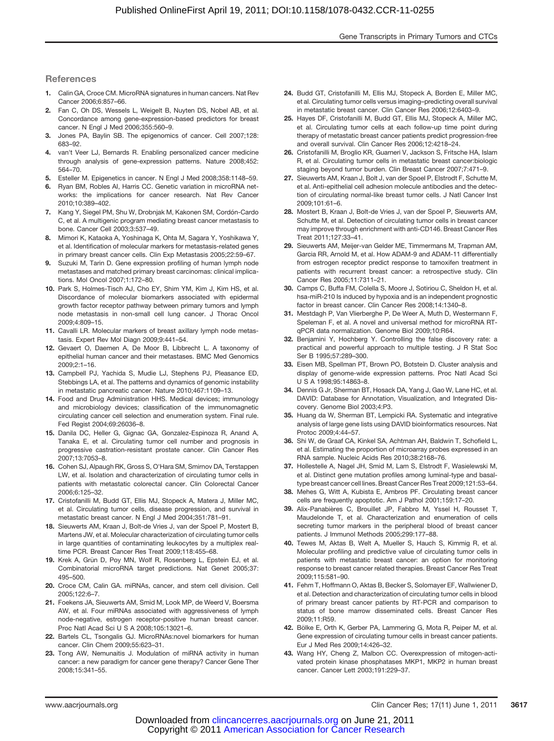## References

1. Calin GA, Croce CM. MicroRNA signatures in human cancers. Nat Rev Cancer 2006;6:857–66.
2. Fan C, Oh DS, Wessels L, Weigelt B, Nuyten DS, Nobel AB, et al. Concordance among gene-expression-based predictors for breast cancer. N Engl J Med 2006;355:560–9.
3. Jones PA, Baylin SB. The epigenomics of cancer. Cell 2007;128: 683–92.
4. van't Veer LJ, Bernards R. Enabling personalized cancer medicine through analysis of gene-expression patterns. Nature 2008;452: 564–70.
5. Esteller M. Epigenetics in cancer. N Engl J Med 2008;358:1148–59.
6. Ryan BM, Robles AI, Harris CC. Genetic variation in microRNA networks: the implications for cancer research. Nat Rev Cancer 2010;10:389–402.
7. Kang Y, Siegel PM, Shu W, Drobnjak M, Kakonen SM, Cordón-Cardo C, et al. A multigenic program mediating breast cancer metastasis to bone. Cancer Cell 2003;3:537–49.
8. Mimori K, Kataoka A, Yoshinaga K, Ohta M, Sagara Y, Yoshikawa Y, et al. Identification of molecular markers for metastasis-related genes in primary breast cancer cells. Clin Exp Metastasis 2005;22:59–67.
9. Suzuki M, Tarin D. Gene expression profiling of human lymph node metastases and matched primary breast carcinomas: clinical implications. Mol Oncol 2007;1:172–80.
10. Park S, Holmes-Tisch AJ, Cho EY, Shim YM, Kim J, Kim HS, et al. Discordance of molecular biomarkers associated with epidermal growth factor receptor pathway between primary tumors and lymph node metastasis in non-small cell lung cancer. J Thorac Oncol 2009;4:809–15.
11. Cavalli LR. Molecular markers of breast axillary lymph node metastasis. Expert Rev Mol Diagn 2009;9:441–54.
12. Gevaert O, Daemen A, De Moor B, Libbrecht L. A taxonomy of epithelial human cancer and their metastases. BMC Med Genomics 2009;2:1–16.
13. Campbell PJ, Yachida S, Mudie LJ, Stephens PJ, Pleasance ED, Stebbings LA, et al. The patterns and dynamics of genomic instability in metastatic pancreatic cancer. Nature 2010;467:1109–13.
14. Food and Drug Administration HHS. Medical devices; immunology and microbiology devices; classification of the immunomagnetic circulating cancer cell selection and enumeration system. Final rule. Fed Regist 2004;69:26036–8.
15. Danila DC, Heller G, Gignac GA, Gonzalez-Espinoza R, Anand A, Tanaka E, et al. Circulating tumor cell number and prognosis in progressive castration-resistant prostate cancer. Clin Cancer Res 2007;13:7053–8.
16. Cohen SJ, Alpaugh RK, Gross S, O'Hara SM, Smirnov DA, Terstappen LW, et al. Isolation and characterization of circulating tumor cells in patients with metastatic colorectal cancer. Clin Colorectal Cancer 2006;6:125–32.
17. Cristofanilli M, Budd GT, Ellis MJ, Stopeck A, Matera J, Miller MC, et al. Circulating tumor cells, disease progression, and survival in metastatic breast cancer. N Engl J Med 2004;351:781–91.
18. Sieuwerts AM, Kraan J, Bolt-de Vries J, van der Spoel P, Mostert B, Martens JW, et al. Molecular characterization of circulating tumor cells in large quantities of contaminating leukocytes by a multiplex real-time PCR. Breast Cancer Res Treat 2009;118:455–68.
19. Krek A, Grün D, Poy MN, Wolf R, Rosenberg L, Epstein EJ, et al. Combinatorial microRNA target predictions. Nat Genet 2005;37: 495–500.
20. Croce CM, Calin GA. miRNAs, cancer, and stem cell division. Cell 2005;122:6–7.
21. Foekens JA, Sieuwerts AM, Smid M, Look MP, de Weerd V, Boersma AW, et al. Four miRNAs associated with aggressiveness of lymph node-negative, estrogen receptor-positive human breast cancer. Proc Natl Acad Sci U S A 2008;105:13021–6.
22. Bartels CL, Tsongalis GJ. MicroRNAs:novel biomarkers for human cancer. Clin Chem 2009;55:623–31.
23. Tong AW, Nemunaitis J. Modulation of miRNA activity in human cancer: a new paradigm for cancer gene therapy? Cancer Gene Ther 2008;15:341–55.
24. Budd GT, Cristofanilli M, Ellis MJ, Stopeck A, Borden E, Miller MC, et al. Circulating tumor cells versus imaging–predicting overall survival in metastatic breast cancer. Clin Cancer Res 2006;12:6403–9.
25. Hayes DF, Cristofanilli M, Budd GT, Ellis MJ, Stopeck A, Miller MC, et al. Circulating tumor cells at each follow-up time point during therapy of metastatic breast cancer patients predict progression-free and overall survival. Clin Cancer Res 2006;12:4218–24.
26. Cristofanilli M, Broglio KR, Guarneri V, Jackson S, Fritsche HA, Islam R, et al. Circulating tumor cells in metastatic breast cancer:biologic staging beyond tumor burden. Clin Breast Cancer 2007;7:471–9.
27. Sieuwerts AM, Kraan J, Bolt J, van der Spoel P, Elstrodt F, Schutte M, et al. Anti-epithelial cell adhesion molecule antibodies and the detection of circulating normal-like breast tumor cells. J Natl Cancer Inst 2009;101:61–6.
28. Mostert B, Kraan J, Bolt-de Vries J, van der Spoel P, Sieuwerts AM, Schutte M, et al. Detection of circulating tumor cells in breast cancer may improve through enrichment with anti-CD146. Breast Cancer Res Treat 2011;127:33–41.
29. Sieuwerts AM, Meijer-van Gelder ME, Timmermans M, Trapman AM, Garcia RR, Arnold M, et al. How ADAM-9 and ADAM-11 differentially from estrogen receptor predict response to tamoxifen treatment in patients with recurrent breast cancer: a retrospective study. Clin Cancer Res 2005;11:7311–21.
30. Camps C, Buffa FM, Colella S, Moore J, Sotiriou C, Sheldon H, et al. hsa-miR-210 Is induced by hypoxia and is an independent prognostic factor in breast cancer. Clin Cancer Res 2008;14:1340–8.
31. Mestdagh P, Van Vlierberghe P, De Weer A, Muth D, Westermann F, Speleman F, et al. A novel and universal method for microRNA RT-qPCR data normalization. Genome Biol 2009;10:R64.
32. Benjamini Y, Hochberg Y. Controlling the false discovery rate: a practical and powerful approach to multiple testing. J R Stat Soc Ser B 1995;57:289–300.
33. Eisen MB, Spellman PT, Brown PO, Botstein D. Cluster analysis and display of genome-wide expression patterns. Proc Natl Acad Sci U S A 1998;95:14863–8.
34. Dennis G Jr, Sherman BT, Hosack DA, Yang J, Gao W, Lane HC, et al. DAVID: Database for Annotation, Visualization, and Integrated Discovery. Genome Biol 2003;4:P3.
35. Huang da W, Sherman BT, Lempicki RA. Systematic and integrative analysis of large gene lists using DAVID bioinformatics resources. Nat Protoc 2009;4:44–57.
36. Shi W, de Graaf CA, Kinkel SA, Achtman AH, Baldwin T, Schofield L, et al. Estimating the proportion of microarray probes expressed in an RNA sample. Nucleic Acids Res 2010;38:2168–76.
37. Hollestelle A, Nagel JH, Smid M, Lam S, Elstrodt F, Wasielewski M, et al. Distinct gene mutation profiles among luminal-type and basal-type breast cancer cell lines. Breast Cancer Res Treat 2009;121:53–64.
38. Mehes G, Witt A, Kubista E, Ambros PF. Circulating breast cancer cells are frequently apoptotic. Am J Pathol 2001;159:17–20.
39. Alix-Panabières C, Brouillet JP, Fabbro M, Yssel H, Rousset T, Maudelonde T, et al. Characterization and enumeration of cells secreting tumor markers in the peripheral blood of breast cancer patients. J Immunol Methods 2005;299:177–88.
40. Tewes M, Aktas B, Welt A, Mueller S, Hauch S, Kimmig R, et al. Molecular profiling and predictive value of circulating tumor cells in patients with metastatic breast cancer: an option for monitoring response to breast cancer related therapies. Breast Cancer Res Treat 2009;115:581–90.
41. Fehm T, Hoffmann O, Aktas B, Becker S, Solomayer EF, Wallwiener D, et al. Detection and characterization of circulating tumor cells in blood of primary breast cancer patients by RT-PCR and comparison to status of bone marrow disseminated cells. Breast Cancer Res 2009;11:R59.
42. Bölke E, Orth K, Gerber PA, Lammering G, Mota R, Peiper M, et al. Gene expression of circulating tumour cells in breast cancer patients. Eur J Med Res 2009;14:426–32.
43. Wang HY, Cheng Z, Malbon CC. Overexpression of mitogen-activated protein kinase phosphatases MKP1, MKP2 in human breast cancer. Cancer Lett 2003;191:229–37.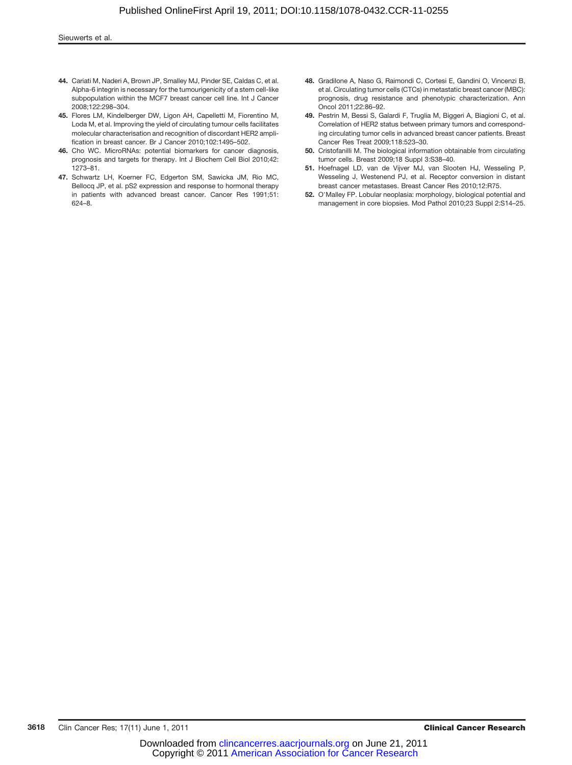44. Cariati M, Naderi A, Brown JP, Smalley MJ, Pinder SE, Caldas C, et al. Alpha-6 integrin is necessary for the tumourigenicity of a stem cell-like subpopulation within the MCF7 breast cancer cell line. Int J Cancer 2008;122:298–304.
45. Flores LM, Kindelberger DW, Ligon AH, Capelletti M, Fiorentino M, Loda M, et al. Improving the yield of circulating tumour cells facilitates molecular characterisation and recognition of discordant HER2 amplification in breast cancer. Br J Cancer 2010;102:1495–502.
46. Cho WC. MicroRNAs: potential biomarkers for cancer diagnosis, prognosis and targets for therapy. Int J Biochem Cell Biol 2010;42: 1273–81.
47. Schwartz LH, Koerner FC, Edgerton SM, Sawicka JM, Rio MC, Bellocq JP, et al. pS2 expression and response to hormonal therapy in patients with advanced breast cancer. Cancer Res 1991;51: 624–8.
48. Gradilone A, Naso G, Raimondi C, Cortesi E, Gandini O, Vincenzi B, et al. Circulating tumor cells (CTCs) in metastatic breast cancer (MBC): prognosis, drug resistance and phenotypic characterization. Ann Oncol 2011;22:86–92.
49. Pestrin M, Bessi S, Galardi F, Truglia M, Biggeri A, Biagioni C, et al. Correlation of HER2 status between primary tumors and corresponding circulating tumor cells in advanced breast cancer patients. Breast Cancer Res Treat 2009;118:523–30.
50. Cristofanilli M. The biological information obtainable from circulating tumor cells. Breast 2009;18 Suppl 3:S38–40.
51. Hoefnagel LD, van de Vijver MJ, van Slooten HJ, Wesseling P, Wesseling J, Westenend PJ, et al. Receptor conversion in distant breast cancer metastases. Breast Cancer Res 2010;12:R75.
52. O'Malley FP. Lobular neoplasia: morphology, biological potential and management in core biopsies. Mod Pathol 2010;23 Suppl 2:S14–25.